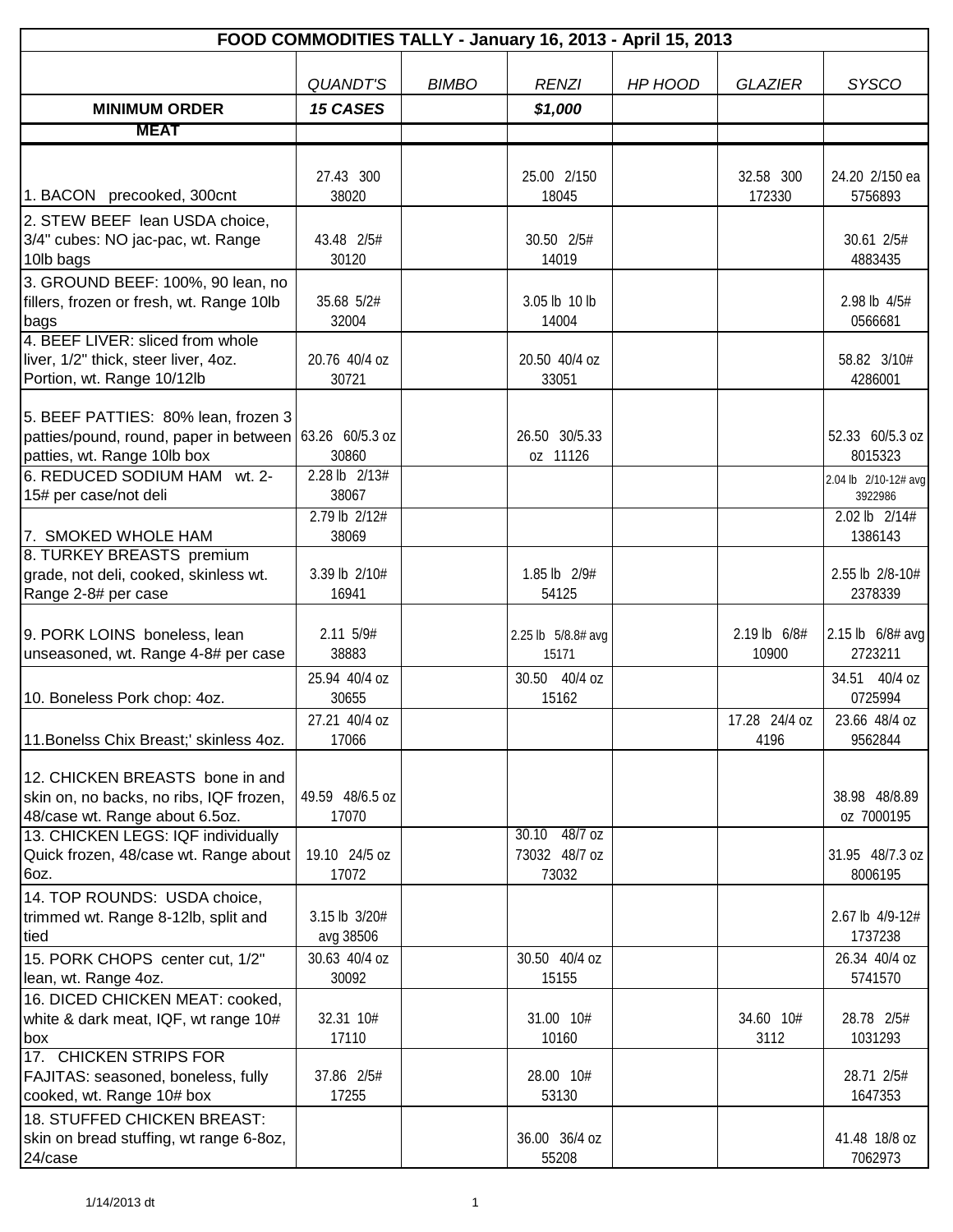| FOOD COMMODITIES TALLY - January 16, 2013 - April 15, 2013 | | | | | | |
|---|---|---|---|---|---|---|
| | *QUANDT'S* | *BIMBO* | *RENZI* | *HP HOOD* | *GLAZIER* | *SYSCO* |
| **MINIMUM ORDER** | ***15 CASES*** | | ***$1,000*** | | | |
| **MEAT** | | | | | | |
| 1. BACON precooked, 300cnt | 27.43 300 38020 | | 25.00 2/150 18045 | | 32.58 300 172330 | 24.20 2/150 ea 5756893 |
| 2. STEW BEEF lean USDA choice, 3/4" cubes: NO jac-pac, wt. Range 10lb bags | 43.48 2/5# 30120 | | 30.50 2/5# 14019 | | | 30.61 2/5# 4883435 |
| 3. GROUND BEEF: 100%, 90 lean, no fillers, frozen or fresh, wt. Range 10lb bags | 35.68 5/2# 32004 | | 3.05 lb 10 lb 14004 | | | 2.98 lb 4/5# 0566681 |
| 4. BEEF LIVER: sliced from whole liver, 1/2" thick, steer liver, 4oz. Portion, wt. Range 10/12lb | 20.76 40/4 oz 30721 | | 20.50 40/4 oz 33051 | | | 58.82 3/10# 4286001 |
| 5. BEEF PATTIES: 80% lean, frozen 3 patties/pound, round, paper in between patties, wt. Range 10lb box | 63.26 60/5.3 oz 30860 | | 26.50 30/5.33 oz 11126 | | | 52.33 60/5.3 oz 8015323 |
| 6. REDUCED SODIUM HAM wt. 2-15# per case/not deli | 2.28 lb 2/13# 38067 | | | | | 2.04 lb 2/10-12# avg 3922986 |
| 7. SMOKED WHOLE HAM | 2.79 lb 2/12# 38069 | | | | | 2.02 lb 2/14# 1386143 |
| 8. TURKEY BREASTS premium grade, not deli, cooked, skinless wt. Range 2-8# per case | 3.39 lb 2/10# 16941 | | 1.85 lb 2/9# 54125 | | | 2.55 lb 2/8-10# 2378339 |
| 9. PORK LOINS boneless, lean unseasoned, wt. Range 4-8# per case | 2.11 5/9# 38883 | | 2.25 lb 5/8.8# avg 15171 | | 2.19 lb 6/8# 10900 | 2.15 lb 6/8# avg 2723211 |
| 10. Boneless Pork chop: 4oz. | 25.94 40/4 oz 30655 | | 30.50 40/4 oz 15162 | | | 34.51 40/4 oz 0725994 |
| 11.Bonelss Chix Breast;' skinless 4oz. | 27.21 40/4 oz 17066 | | | | 17.28 24/4 oz 4196 | 23.66 48/4 oz 9562844 |
| 12. CHICKEN BREASTS bone in and skin on, no backs, no ribs, IQF frozen, 48/case wt. Range about 6.5oz. | 49.59 48/6.5 oz 17070 | | | | | 38.98 48/8.89 oz 7000195 |
| 13. CHICKEN LEGS: IQF individually Quick frozen, 48/case wt. Range about 6oz. | 19.10 24/5 oz 17072 | | 30.10 48/7 oz 73032 48/7 oz 73032 | | | 31.95 48/7.3 oz 8006195 |
| 14. TOP ROUNDS: USDA choice, trimmed wt. Range 8-12lb, split and tied | 3.15 lb 3/20# avg 38506 | | | | | 2.67 lb 4/9-12# 1737238 |
| 15. PORK CHOPS center cut, 1/2" lean, wt. Range 4oz. | 30.63 40/4 oz 30092 | | 30.50 40/4 oz 15155 | | | 26.34 40/4 oz 5741570 |
| 16. DICED CHICKEN MEAT: cooked, white & dark meat, IQF, wt range 10# box | 32.31 10# 17110 | | 31.00 10# 10160 | | 34.60 10# 3112 | 28.78 2/5# 1031293 |
| 17. CHICKEN STRIPS FOR FAJITAS: seasoned, boneless, fully cooked, wt. Range 10# box | 37.86 2/5# 17255 | | 28.00 10# 53130 | | | 28.71 2/5# 1647353 |
| 18. STUFFED CHICKEN BREAST: skin on bread stuffing, wt range 6-8oz, 24/case | | | 36.00 36/4 oz 55208 | | | 41.48 18/8 oz 7062973 |

1/14/2013 dt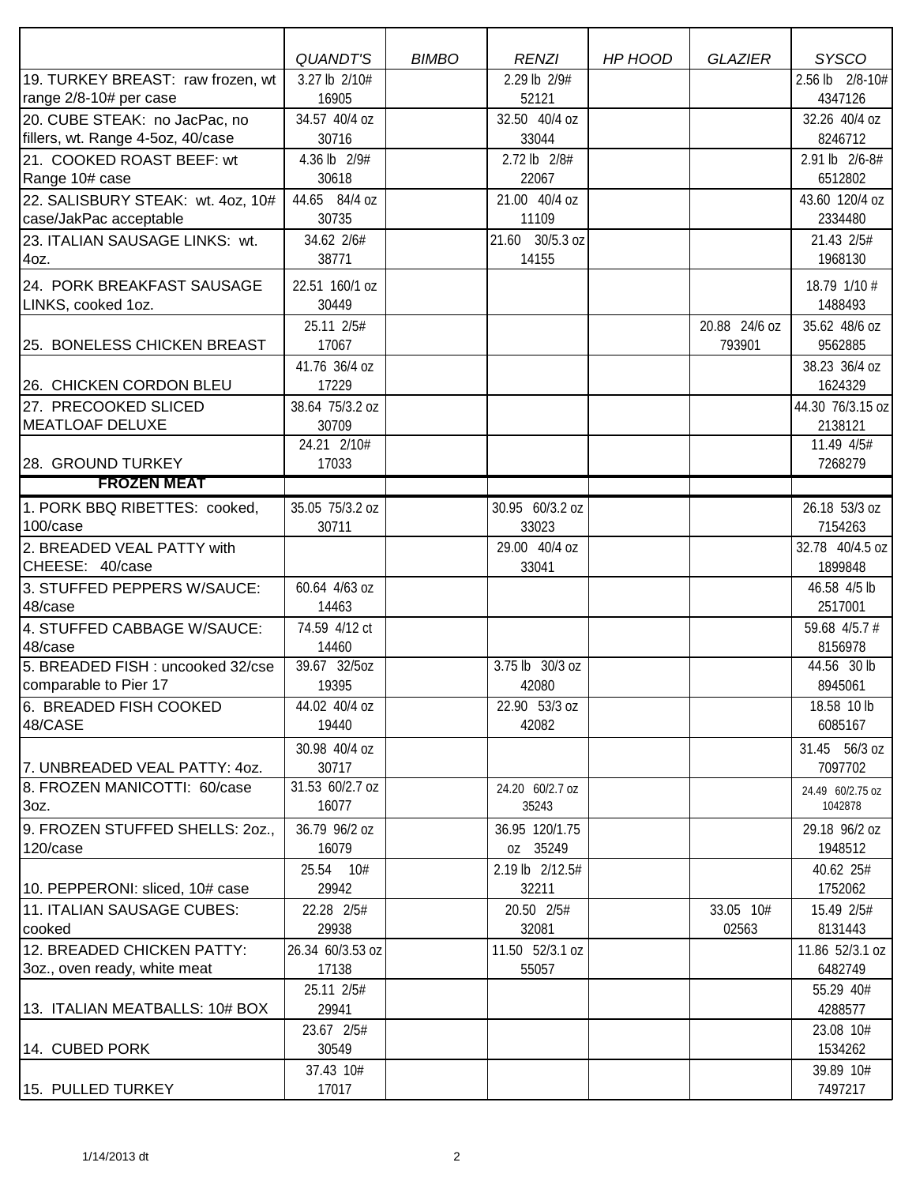| | QUANDT'S | BIMBO | RENZI | HP HOOD | GLAZIER | SYSCO |
|---|---|---|---|---|---|---|
| 19. TURKEY BREAST: raw frozen, wt range 2/8-10# per case | 3.27 lb 2/10# 16905 | | 2.29 lb 2/9# 52121 | | | 2.56 lb 2/8-10# 4347126 |
| 20. CUBE STEAK: no JacPac, no fillers, wt. Range 4-5oz, 40/case | 34.57 40/4 oz 30716 | | 32.50 40/4 oz 33044 | | | 32.26 40/4 oz 8246712 |
| 21. COOKED ROAST BEEF: wt Range 10# case | 4.36 lb 2/9# 30618 | | 2.72 lb 2/8# 22067 | | | 2.91 lb 2/6-8# 6512802 |
| 22. SALISBURY STEAK: wt. 4oz, 10# case/JakPac acceptable | 44.65 84/4 oz 30735 | | 21.00 40/4 oz 11109 | | | 43.60 120/4 oz 2334480 |
| 23. ITALIAN SAUSAGE LINKS: wt. 4oz. | 34.62 2/6# 38771 | | 21.60 30/5.3 oz 14155 | | | 21.43 2/5# 1968130 |
| 24. PORK BREAKFAST SAUSAGE LINKS, cooked 1oz. | 22.51 160/1 oz 30449 | | | | | 18.79 1/10 # 1488493 |
| 25. BONELESS CHICKEN BREAST | 25.11 2/5# 17067 | | | | 20.88 24/6 oz 793901 | 35.62 48/6 oz 9562885 |
| 26. CHICKEN CORDON BLEU | 41.76 36/4 oz 17229 | | | | | 38.23 36/4 oz 1624329 |
| 27. PRECOOKED SLICED MEATLOAF DELUXE | 38.64 75/3.2 oz 30709 | | | | | 44.30 76/3.15 oz 2138121 |
| 28. GROUND TURKEY | 24.21 2/10# 17033 | | | | | 11.49 4/5# 7268279 |
| **FROZEN MEAT** | | | | | | |
| 1. PORK BBQ RIBETTES: cooked, 100/case | 35.05 75/3.2 oz 30711 | | 30.95 60/3.2 oz 33023 | | | 26.18 53/3 oz 7154263 |
| 2. BREADED VEAL PATTY with CHEESE: 40/case | | | 29.00 40/4 oz 33041 | | | 32.78 40/4.5 oz 1899848 |
| 3. STUFFED PEPPERS W/SAUCE: 48/case | 60.64 4/63 oz 14463 | | | | | 46.58 4/5 lb 2517001 |
| 4. STUFFED CABBAGE W/SAUCE: 48/case | 74.59 4/12 ct 14460 | | | | | 59.68 4/5.7 # 8156978 |
| 5. BREADED FISH : uncooked 32/cse comparable to Pier 17 | 39.67 32/5oz 19395 | | 3.75 lb 30/3 oz 42080 | | | 44.56 30 lb 8945061 |
| 6. BREADED FISH COOKED 48/CASE | 44.02 40/4 oz 19440 | | 22.90 53/3 oz 42082 | | | 18.58 10 lb 6085167 |
| 7. UNBREADED VEAL PATTY: 4oz. | 30.98 40/4 oz 30717 | | | | | 31.45 56/3 oz 7097702 |
| 8. FROZEN MANICOTTI: 60/case 3oz. | 31.53 60/2.7 oz 16077 | | 24.20 60/2.7 oz 35243 | | | 24.49 60/2.75 oz 1042878 |
| 9. FROZEN STUFFED SHELLS: 2oz., 120/case | 36.79 96/2 oz 16079 | | 36.95 120/1.75 oz 35249 | | | 29.18 96/2 oz 1948512 |
| 10. PEPPERONI: sliced, 10# case | 25.54 10# 29942 | | 2.19 lb 2/12.5# 32211 | | | 40.62 25# 1752062 |
| 11. ITALIAN SAUSAGE CUBES: cooked | 22.28 2/5# 29938 | | 20.50 2/5# 32081 | | 33.05 10# 02563 | 15.49 2/5# 8131443 |
| 12. BREADED CHICKEN PATTY: 3oz., oven ready, white meat | 26.34 60/3.53 oz 17138 | | 11.50 52/3.1 oz 55057 | | | 11.86 52/3.1 oz 6482749 |
| 13. ITALIAN MEATBALLS: 10# BOX | 25.11 2/5# 29941 | | | | | 55.29 40# 4288577 |
| 14. CUBED PORK | 23.67 2/5# 30549 | | | | | 23.08 10# 1534262 |
| 15. PULLED TURKEY | 37.43 10# 17017 | | | | | 39.89 10# 7497217 |

1/14/2013 dt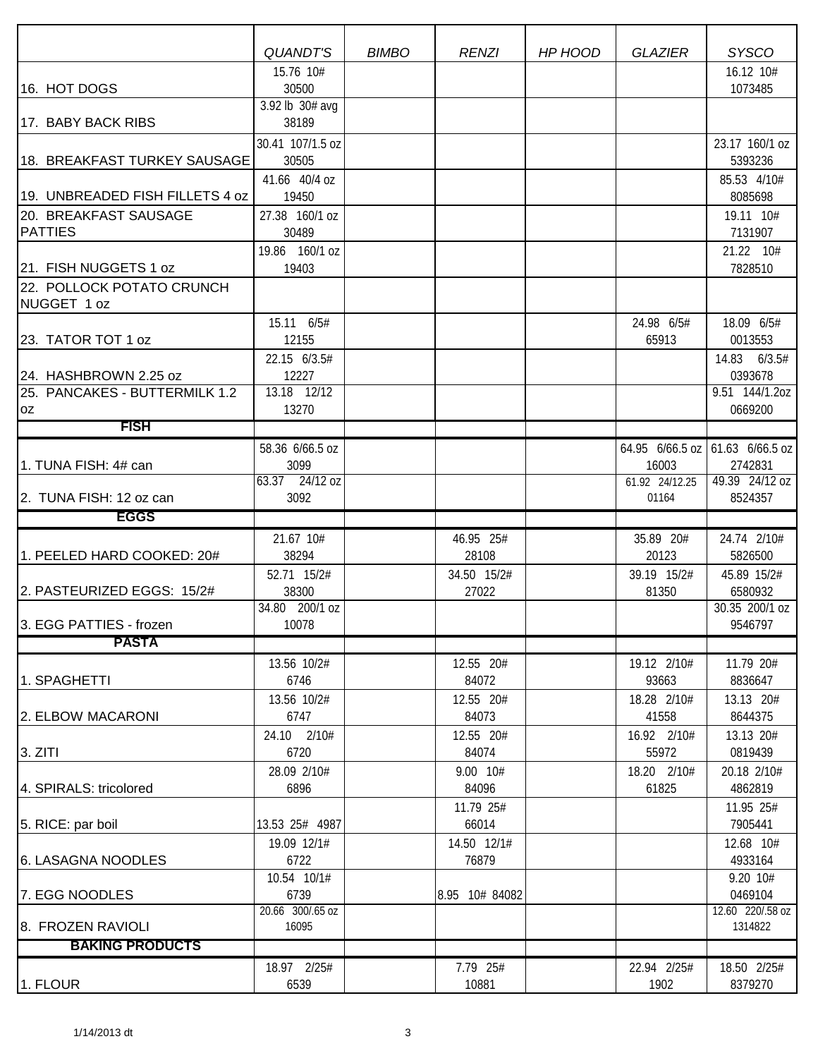| | *QUANDT'S* | *BIMBO* | *RENZI* | *HP HOOD* | *GLAZIER* | *SYSCO* |
|---|---|---|---|---|---|---|
| 16. HOT DOGS | 15.76 10# 30500 | | | | | 16.12 10# 1073485 |
| 17. BABY BACK RIBS | 3.92 lb 30# avg 38189 | | | | | |
| 18. BREAKFAST TURKEY SAUSAGE | 30.41 107/1.5 oz 30505 | | | | | 23.17 160/1 oz 5393236 |
| 19. UNBREADED FISH FILLETS 4 oz | 41.66 40/4 oz 19450 | | | | | 85.53 4/10# 8085698 |
| 20. BREAKFAST SAUSAGE PATTIES | 27.38 160/1 oz 30489 | | | | | 19.11 10# 7131907 |
| 21. FISH NUGGETS 1 oz | 19.86 160/1 oz 19403 | | | | | 21.22 10# 7828510 |
| 22. POLLOCK POTATO CRUNCH NUGGET 1 oz | | | | | | |
| 23. TATOR TOT 1 oz | 15.11 6/5# 12155 | | | | 24.98 6/5# 65913 | 18.09 6/5# 0013553 |
| 24. HASHBROWN 2.25 oz | 22.15 6/3.5# 12227 | | | | | 14.83 6/3.5# 0393678 |
| 25. PANCAKES - BUTTERMILK 1.2 oz | 13.18 12/12 13270 | | | | | 9.51 144/1.2oz 0669200 |
| **FISH** | | | | | | |
| 1. TUNA FISH: 4# can | 58.36 6/66.5 oz 3099 | | | | 64.95 6/66.5 oz 16003 | 61.63 6/66.5 oz 2742831 |
| 2. TUNA FISH: 12 oz can | 63.37 24/12 oz 3092 | | | | 61.92 24/12.25 01164 | 49.39 24/12 oz 8524357 |
| **EGGS** | | | | | | |
| 1. PEELED HARD COOKED: 20# | 21.67 10# 38294 | | 46.95 25# 28108 | | 35.89 20# 20123 | 24.74 2/10# 5826500 |
| 2. PASTEURIZED EGGS: 15/2# | 52.71 15/2# 38300 | | 34.50 15/2# 27022 | | 39.19 15/2# 81350 | 45.89 15/2# 6580932 |
| 3. EGG PATTIES - frozen | 34.80 200/1 oz 10078 | | | | | 30.35 200/1 oz 9546797 |
| **PASTA** | | | | | | |
| 1. SPAGHETTI | 13.56 10/2# 6746 | | 12.55 20# 84072 | | 19.12 2/10# 93663 | 11.79 20# 8836647 |
| 2. ELBOW MACARONI | 13.56 10/2# 6747 | | 12.55 20# 84073 | | 18.28 2/10# 41558 | 13.13 20# 8644375 |
| 3. ZITI | 24.10 2/10# 6720 | | 12.55 20# 84074 | | 16.92 2/10# 55972 | 13.13 20# 0819439 |
| 4. SPIRALS: tricolored | 28.09 2/10# 6896 | | 9.00 10# 84096 | | 18.20 2/10# 61825 | 20.18 2/10# 4862819 |
| 5. RICE: par boil | 13.53 25# 4987 | | 11.79 25# 66014 | | | 11.95 25# 7905441 |
| 6. LASAGNA NOODLES | 19.09 12/1# 6722 | | 14.50 12/1# 76879 | | | 12.68 10# 4933164 |
| 7. EGG NOODLES | 10.54 10/1# 6739 | | 8.95 10# 84082 | | | 9.20 10# 0469104 |
| 8. FROZEN RAVIOLI | 20.66 300/.65 oz 16095 | | | | | 12.60 220/.58 oz 1314822 |
| **BAKING PRODUCTS** | | | | | | |
| 1. FLOUR | 18.97 2/25# 6539 | | 7.79 25# 10881 | | 22.94 2/25# 1902 | 18.50 2/25# 8379270 |

1/14/2013 dt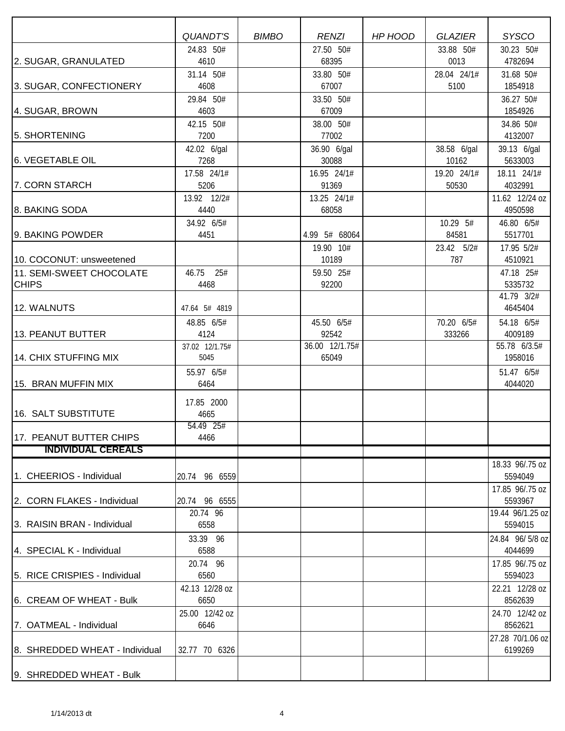| | QUANDT'S | BIMBO | RENZI | HP HOOD | GLAZIER | SYSCO |
|---|---|---|---|---|---|---|
| 2. SUGAR, GRANULATED | 24.83 50# 4610 | | 27.50 50# 68395 | | 33.88 50# 0013 | 30.23 50# 4782694 |
| 3. SUGAR, CONFECTIONERY | 31.14 50# 4608 | | 33.80 50# 67007 | | 28.04 24/1# 5100 | 31.68 50# 1854918 |
| 4. SUGAR, BROWN | 29.84 50# 4603 | | 33.50 50# 67009 | | | 36.27 50# 1854926 |
| 5. SHORTENING | 42.15 50# 7200 | | 38.00 50# 77002 | | | 34.86 50# 4132007 |
| 6. VEGETABLE OIL | 42.02 6/gal 7268 | | 36.90 6/gal 30088 | | 38.58 6/gal 10162 | 39.13 6/gal 5633003 |
| 7. CORN STARCH | 17.58 24/1# 5206 | | 16.95 24/1# 91369 | | 19.20 24/1# 50530 | 18.11 24/1# 4032991 |
| 8. BAKING SODA | 13.92 12/2# 4440 | | 13.25 24/1# 68058 | | | 11.62 12/24 oz 4950598 |
| 9. BAKING POWDER | 34.92 6/5# 4451 | | 4.99 5# 68064 | | 10.29 5# 84581 | 46.80 6/5# 5517701 |
| 10. COCONUT: unsweetened | | | 19.90 10# 10189 | | 23.42 5/2# 787 | 17.95 5/2# 4510921 |
| 11. SEMI-SWEET CHOCOLATE CHIPS | 46.75 25# 4468 | | 59.50 25# 92200 | | | 47.18 25# 5335732 |
| 12. WALNUTS | 47.64 5# 4819 | | | | | 41.79 3/2# 4645404 |
| 13. PEANUT BUTTER | 48.85 6/5# 4124 | | 45.50 6/5# 92542 | | 70.20 6/5# 333266 | 54.18 6/5# 4009189 |
| 14. CHIX STUFFING MIX | 37.02 12/1.75# 5045 | | 36.00 12/1.75# 65049 | | | 55.78 6/3.5# 1958016 |
| 15. BRAN MUFFIN MIX | 55.97 6/5# 6464 | | | | | 51.47 6/5# 4044020 |
| 16. SALT SUBSTITUTE | 17.85 2000 4665 | | | | | |
| 17. PEANUT BUTTER CHIPS | 54.49 25# 4466 | | | | | |
| **INDIVIDUAL CEREALS** | | | | | | |
| 1. CHEERIOS - Individual | 20.74 96 6559 | | | | | 18.33 96/.75 oz 5594049 |
| 2. CORN FLAKES - Individual | 20.74 96 6555 | | | | | 17.85 96/.75 oz 5593967 |
| 3. RAISIN BRAN - Individual | 20.74 96 6558 | | | | | 19.44 96/1.25 oz 5594015 |
| 4. SPECIAL K - Individual | 33.39 96 6588 | | | | | 24.84 96/ 5/8 oz 4044699 |
| 5. RICE CRISPIES - Individual | 20.74 96 6560 | | | | | 17.85 96/.75 oz 5594023 |
| 6. CREAM OF WHEAT - Bulk | 42.13 12/28 oz 6650 | | | | | 22.21 12/28 oz 8562639 |
| 7. OATMEAL - Individual | 25.00 12/42 oz 6646 | | | | | 24.70 12/42 oz 8562621 |
| 8. SHREDDED WHEAT - Individual | 32.77 70 6326 | | | | | 27.28 70/1.06 oz 6199269 |
| 9. SHREDDED WHEAT - Bulk | | | | | | |

1/14/2013 dt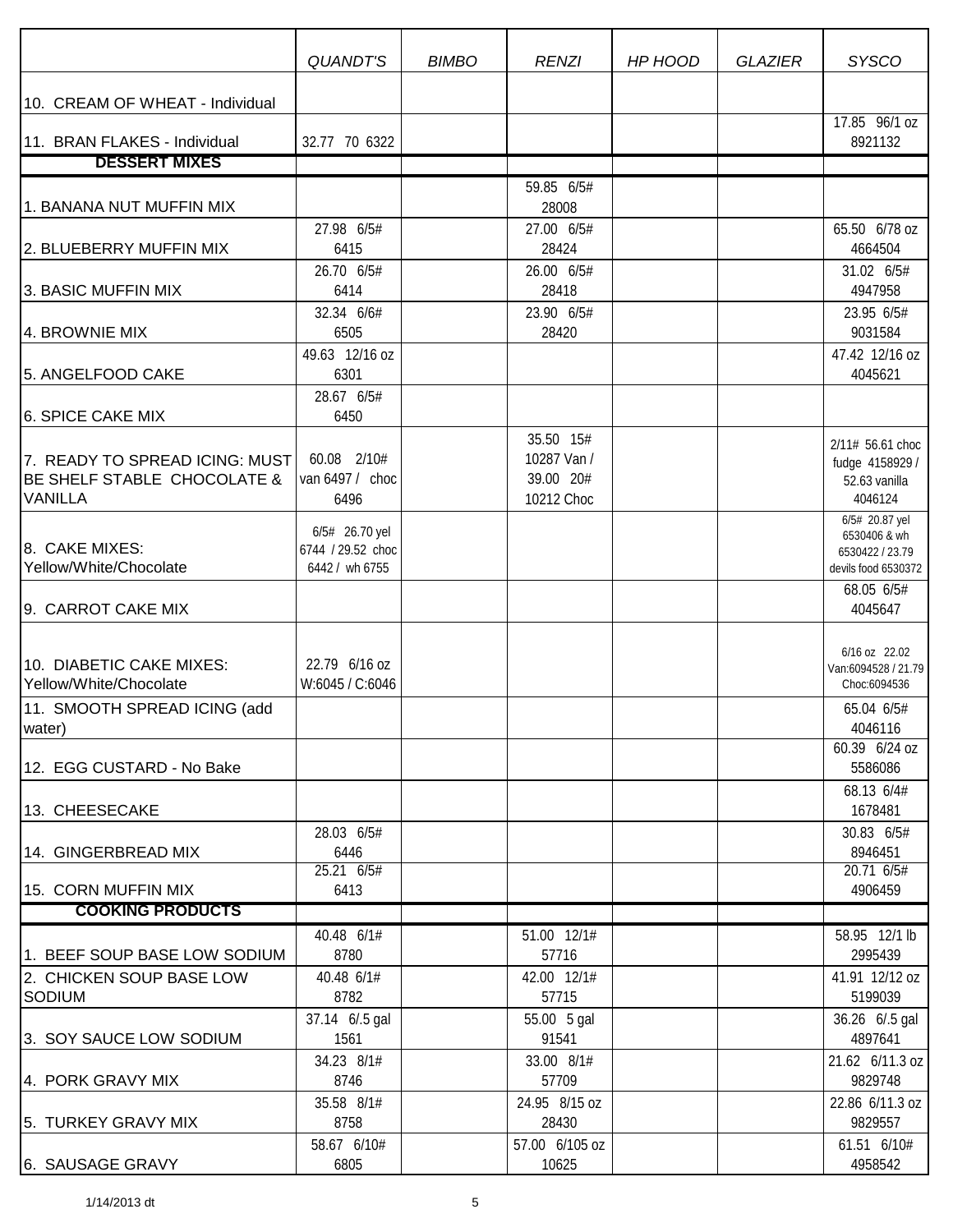| | QUANDT'S | BIMBO | RENZI | HP HOOD | GLAZIER | SYSCO |
|---|---|---|---|---|---|---|
| 10. CREAM OF WHEAT - Individual | | | | | | |
| 11. BRAN FLAKES - Individual | 32.77 70 6322 | | | | | 17.85 96/1 oz 8921132 |
| **DESSERT MIXES** | | | | | | |
| 1. BANANA NUT MUFFIN MIX | | | 59.85 6/5# 28008 | | | |
| 2. BLUEBERRY MUFFIN MIX | 27.98 6/5# 6415 | | 27.00 6/5# 28424 | | | 65.50 6/78 oz 4664504 |
| 3. BASIC MUFFIN MIX | 26.70 6/5# 6414 | | 26.00 6/5# 28418 | | | 31.02 6/5# 4947958 |
| 4. BROWNIE MIX | 32.34 6/6# 6505 | | 23.90 6/5# 28420 | | | 23.95 6/5# 9031584 |
| 5. ANGELFOOD CAKE | 49.63 12/16 oz 6301 | | | | | 47.42 12/16 oz 4045621 |
| 6. SPICE CAKE MIX | 28.67 6/5# 6450 | | | | | |
| 7. READY TO SPREAD ICING: MUST BE SHELF STABLE CHOCOLATE & VANILLA | 60.08 2/10# van 6497 / choc 6496 | | 35.50 15# 10287 Van / 39.00 20# 10212 Choc | | | 2/11# 56.61 choc fudge 4158929 / 52.63 vanilla 4046124 |
| 8. CAKE MIXES: Yellow/White/Chocolate | 6/5# 26.70 yel 6744 / 29.52 choc 6442 / wh 6755 | | | | | 6/5# 20.87 yel 6530406 & wh 6530422 / 23.79 devils food 6530372 |
| 9. CARROT CAKE MIX | | | | | | 68.05 6/5# 4045647 |
| 10. DIABETIC CAKE MIXES: Yellow/White/Chocolate | 22.79 6/16 oz W:6045 / C:6046 | | | | | 6/16 oz 22.02 Van:6094528 / 21.79 Choc:6094536 |
| 11. SMOOTH SPREAD ICING (add water) | | | | | | 65.04 6/5# 4046116 |
| 12. EGG CUSTARD - No Bake | | | | | | 60.39 6/24 oz 5586086 |
| 13. CHEESECAKE | | | | | | 68.13 6/4# 1678481 |
| 14. GINGERBREAD MIX | 28.03 6/5# 6446 | | | | | 30.83 6/5# 8946451 |
| 15. CORN MUFFIN MIX | 25.21 6/5# 6413 | | | | | 20.71 6/5# 4906459 |
| **COOKING PRODUCTS** | | | | | | |
| 1. BEEF SOUP BASE LOW SODIUM | 40.48 6/1# 8780 | | 51.00 12/1# 57716 | | | 58.95 12/1 lb 2995439 |
| 2. CHICKEN SOUP BASE LOW SODIUM | 40.48 6/1# 8782 | | 42.00 12/1# 57715 | | | 41.91 12/12 oz 5199039 |
| 3. SOY SAUCE LOW SODIUM | 37.14 6/.5 gal 1561 | | 55.00 5 gal 91541 | | | 36.26 6/.5 gal 4897641 |
| 4. PORK GRAVY MIX | 34.23 8/1# 8746 | | 33.00 8/1# 57709 | | | 21.62 6/11.3 oz 9829748 |
| 5. TURKEY GRAVY MIX | 35.58 8/1# 8758 | | 24.95 8/15 oz 28430 | | | 22.86 6/11.3 oz 9829557 |
| 6. SAUSAGE GRAVY | 58.67 6/10# 6805 | | 57.00 6/105 oz 10625 | | | 61.51 6/10# 4958542 |

1/14/2013 dt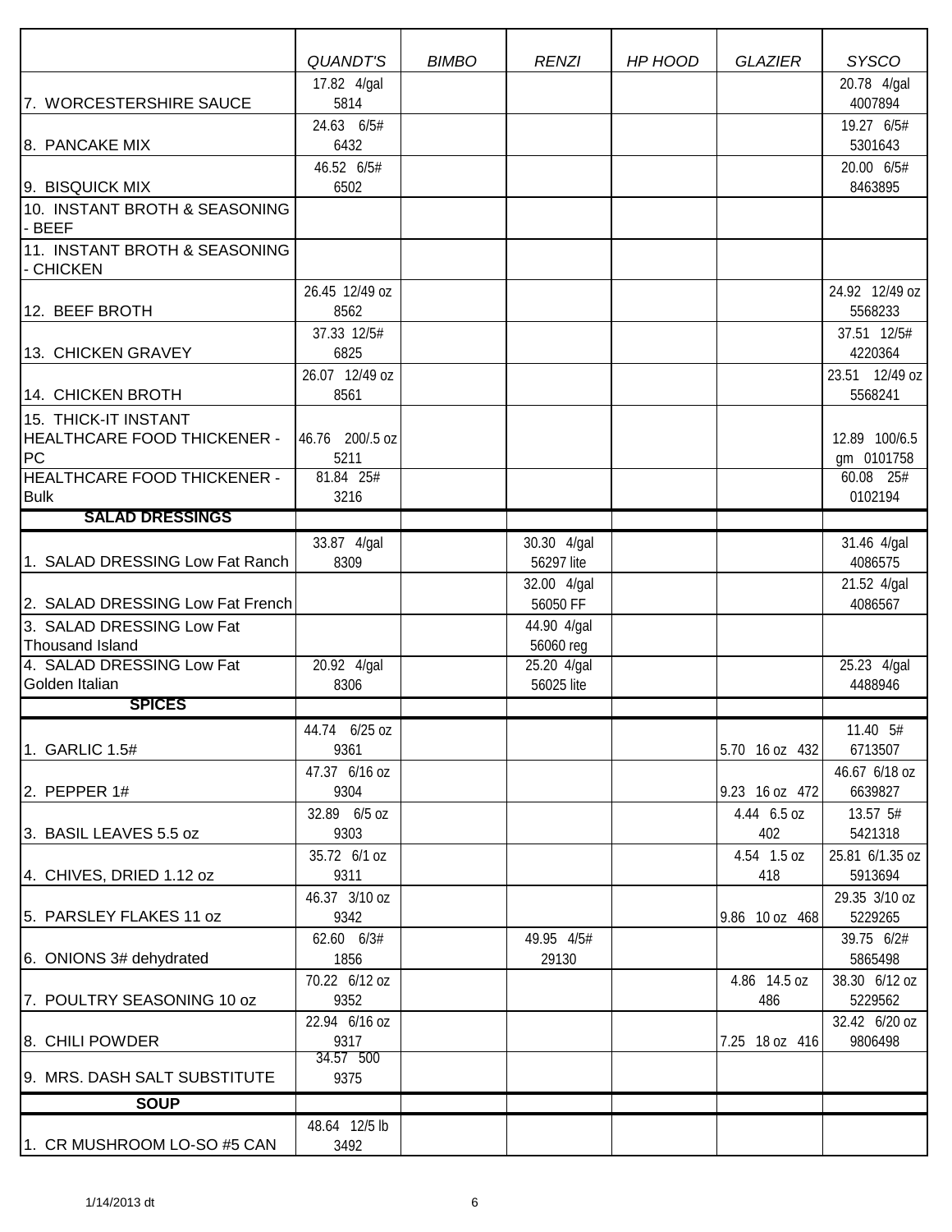| | QUANDT'S | BIMBO | RENZI | HP HOOD | GLAZIER | SYSCO |
|---|---|---|---|---|---|---|
| 7. WORCESTERSHIRE SAUCE | 17.82 4/gal 5814 | | | | | 20.78 4/gal 4007894 |
| 8. PANCAKE MIX | 24.63 6/5# 6432 | | | | | 19.27 6/5# 5301643 |
| 9. BISQUICK MIX | 46.52 6/5# 6502 | | | | | 20.00 6/5# 8463895 |
| 10. INSTANT BROTH & SEASONING - BEEF | | | | | | |
| 11. INSTANT BROTH & SEASONING - CHICKEN | | | | | | |
| 12. BEEF BROTH | 26.45 12/49 oz 8562 | | | | | 24.92 12/49 oz 5568233 |
| 13. CHICKEN GRAVEY | 37.33 12/5# 6825 | | | | | 37.51 12/5# 4220364 |
| 14. CHICKEN BROTH | 26.07 12/49 oz 8561 | | | | | 23.51 12/49 oz 5568241 |
| 15. THICK-IT INSTANT HEALTHCARE FOOD THICKENER - PC | 46.76 200/.5 oz 5211 | | | | | 12.89 100/6.5 gm 0101758 |
| HEALTHCARE FOOD THICKENER - Bulk | 81.84 25# 3216 | | | | | 60.08 25# 0102194 |
| **SALAD DRESSINGS** | | | | | | |
| 1. SALAD DRESSING Low Fat Ranch | 33.87 4/gal 8309 | | 30.30 4/gal 56297 lite | | | 31.46 4/gal 4086575 |
| 2. SALAD DRESSING Low Fat French | | | 32.00 4/gal 56050 FF | | | 21.52 4/gal 4086567 |
| 3. SALAD DRESSING Low Fat Thousand Island | | | 44.90 4/gal 56060 reg | | | |
| 4. SALAD DRESSING Low Fat Golden Italian | 20.92 4/gal 8306 | | 25.20 4/gal 56025 lite | | | 25.23 4/gal 4488946 |
| **SPICES** | | | | | | |
| 1. GARLIC 1.5# | 44.74 6/25 oz 9361 | | | | 5.70 16 oz 432 | 11.40 5# 6713507 |
| 2. PEPPER 1# | 47.37 6/16 oz 9304 | | | | 9.23 16 oz 472 | 46.67 6/18 oz 6639827 |
| 3. BASIL LEAVES 5.5 oz | 32.89 6/5 oz 9303 | | | | 4.44 6.5 oz 402 | 13.57 5# 5421318 |
| 4. CHIVES, DRIED 1.12 oz | 35.72 6/1 oz 9311 | | | | 4.54 1.5 oz 418 | 25.81 6/1.35 oz 5913694 |
| 5. PARSLEY FLAKES 11 oz | 46.37 3/10 oz 9342 | | | | 9.86 10 oz 468 | 29.35 3/10 oz 5229265 |
| 6. ONIONS 3# dehydrated | 62.60 6/3# 1856 | | 49.95 4/5# 29130 | | | 39.75 6/2# 5865498 |
| 7. POULTRY SEASONING 10 oz | 70.22 6/12 oz 9352 | | | | 4.86 14.5 oz 486 | 38.30 6/12 oz 5229562 |
| 8. CHILI POWDER | 22.94 6/16 oz 9317 | | | | 7.25 18 oz 416 | 32.42 6/20 oz 9806498 |
| 9. MRS. DASH SALT SUBSTITUTE | 34.57 500 9375 | | | | | |
| **SOUP** | | | | | | |
| 1. CR MUSHROOM LO-SO #5 CAN | 48.64 12/5 lb 3492 | | | | | |

1/14/2013 dt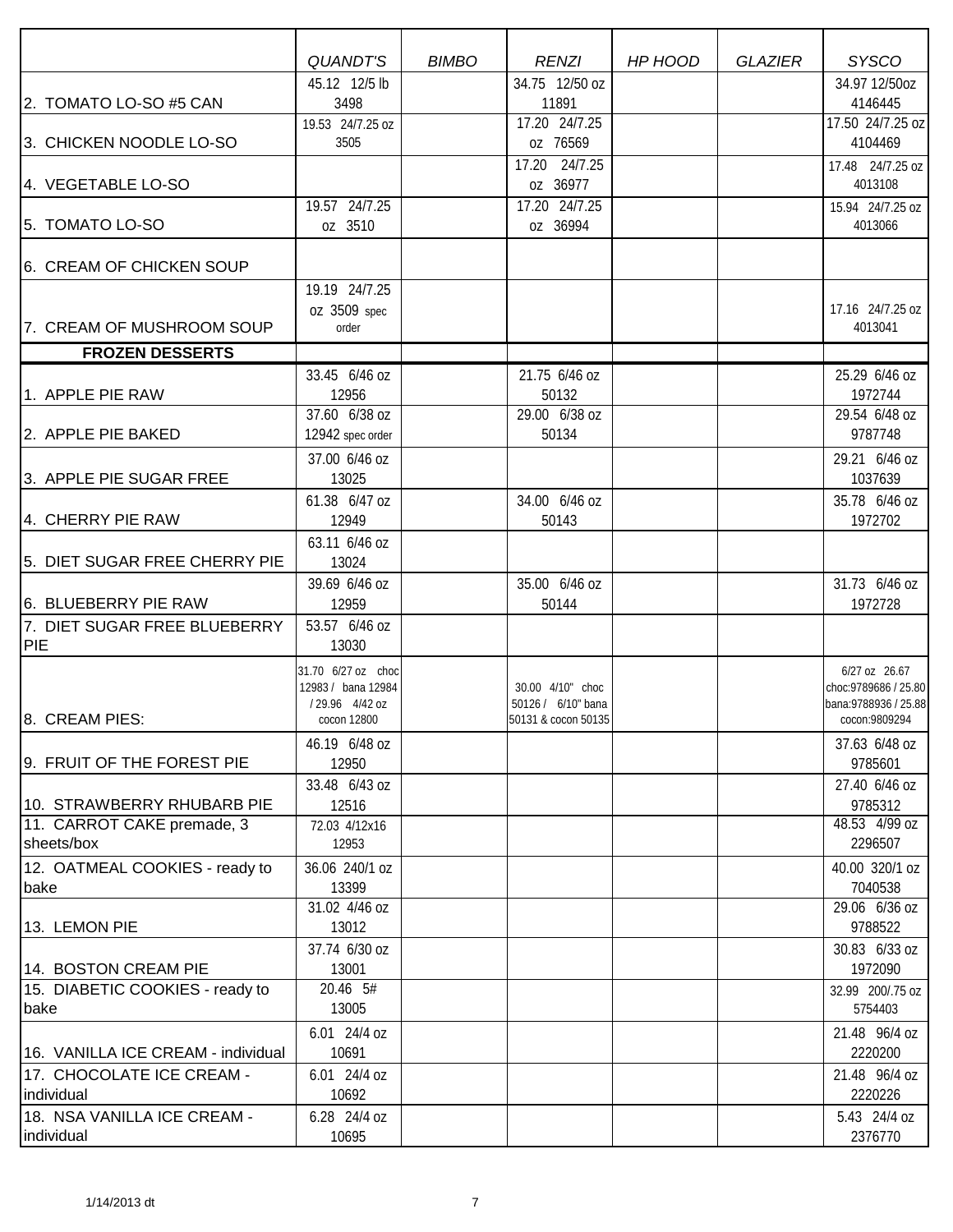| | *QUANDT'S* | *BIMBO* | *RENZI* | *HP HOOD* | *GLAZIER* | *SYSCO* |
|---|---|---|---|---|---|---|
| 2. TOMATO LO-SO #5 CAN | 45.12 12/5 lb 3498 | | 34.75 12/50 oz 11891 | | | 34.97 12/50oz 4146445 |
| 3. CHICKEN NOODLE LO-SO | 19.53 24/7.25 oz 3505 | | 17.20 24/7.25 oz 76569 | | | 17.50 24/7.25 oz 4104469 |
| 4. VEGETABLE LO-SO | | | 17.20 24/7.25 oz 36977 | | | 17.48 24/7.25 oz 4013108 |
| 5. TOMATO LO-SO | 19.57 24/7.25 oz 3510 | | 17.20 24/7.25 oz 36994 | | | 15.94 24/7.25 oz 4013066 |
| 6. CREAM OF CHICKEN SOUP | | | | | | |
| 7. CREAM OF MUSHROOM SOUP | 19.19 24/7.25 oz 3509 spec order | | | | | 17.16 24/7.25 oz 4013041 |
| **FROZEN DESSERTS** | | | | | | |
| 1. APPLE PIE RAW | 33.45 6/46 oz 12956 | | 21.75 6/46 oz 50132 | | | 25.29 6/46 oz 1972744 |
| 2. APPLE PIE BAKED | 37.60 6/38 oz 12942 spec order | | 29.00 6/38 oz 50134 | | | 29.54 6/48 oz 9787748 |
| 3. APPLE PIE SUGAR FREE | 37.00 6/46 oz 13025 | | | | | 29.21 6/46 oz 1037639 |
| 4. CHERRY PIE RAW | 61.38 6/47 oz 12949 | | 34.00 6/46 oz 50143 | | | 35.78 6/46 oz 1972702 |
| 5. DIET SUGAR FREE CHERRY PIE | 63.11 6/46 oz 13024 | | | | | |
| 6. BLUEBERRY PIE RAW | 39.69 6/46 oz 12959 | | 35.00 6/46 oz 50144 | | | 31.73 6/46 oz 1972728 |
| 7. DIET SUGAR FREE BLUEBERRY PIE | 53.57 6/46 oz 13030 | | | | | |
| 8. CREAM PIES: | 31.70 6/27 oz choc 12983 / bana 12984 / 29.96 4/42 oz cocon 12800 | | 30.00 4/10" choc 50126 / 6/10" bana 50131 & cocon 50135 | | | 6/27 oz 26.67 choc:9789686 / 25.80 bana:9788936 / 25.88 cocon:9809294 |
| 9. FRUIT OF THE FOREST PIE | 46.19 6/48 oz 12950 | | | | | 37.63 6/48 oz 9785601 |
| 10. STRAWBERRY RHUBARB PIE | 33.48 6/43 oz 12516 | | | | | 27.40 6/46 oz 9785312 |
| 11. CARROT CAKE premade, 3 sheets/box | 72.03 4/12x16 12953 | | | | | 48.53 4/99 oz 2296507 |
| 12. OATMEAL COOKIES - ready to bake | 36.06 240/1 oz 13399 | | | | | 40.00 320/1 oz 7040538 |
| 13. LEMON PIE | 31.02 4/46 oz 13012 | | | | | 29.06 6/36 oz 9788522 |
| 14. BOSTON CREAM PIE | 37.74 6/30 oz 13001 | | | | | 30.83 6/33 oz 1972090 |
| 15. DIABETIC COOKIES - ready to bake | 20.46 5# 13005 | | | | | 32.99 200/.75 oz 5754403 |
| 16. VANILLA ICE CREAM - individual | 6.01 24/4 oz 10691 | | | | | 21.48 96/4 oz 2220200 |
| 17. CHOCOLATE ICE CREAM - individual | 6.01 24/4 oz 10692 | | | | | 21.48 96/4 oz 2220226 |
| 18. NSA VANILLA ICE CREAM - individual | 6.28 24/4 oz 10695 | | | | | 5.43 24/4 oz 2376770 |

1/14/2013 dt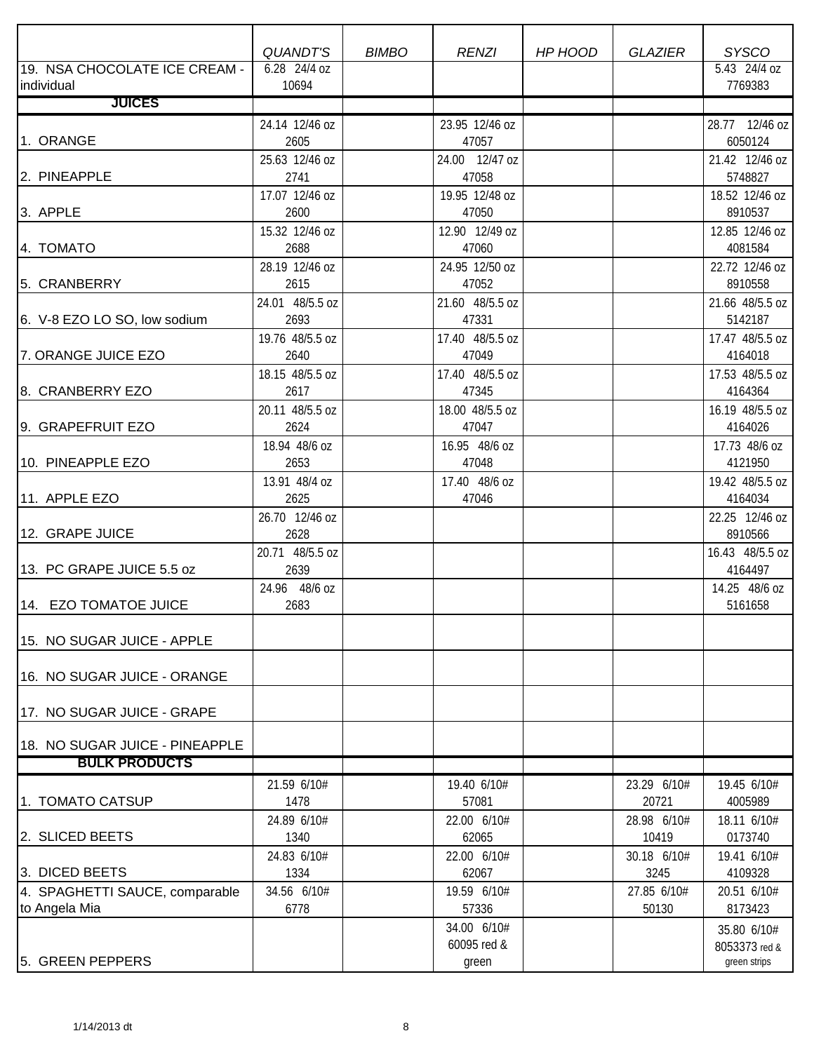| | QUANDT'S | BIMBO | RENZI | HP HOOD | GLAZIER | SYSCO |
|---|---|---|---|---|---|---|
| 19. NSA CHOCOLATE ICE CREAM - individual | 6.28 24/4 oz 10694 | | | | | 5.43 24/4 oz 7769383 |
| **JUICES** | | | | | | |
| 1. ORANGE | 24.14 12/46 oz 2605 | | 23.95 12/46 oz 47057 | | | 28.77 12/46 oz 6050124 |
| 2. PINEAPPLE | 25.63 12/46 oz 2741 | | 24.00 12/47 oz 47058 | | | 21.42 12/46 oz 5748827 |
| 3. APPLE | 17.07 12/46 oz 2600 | | 19.95 12/48 oz 47050 | | | 18.52 12/46 oz 8910537 |
| 4. TOMATO | 15.32 12/46 oz 2688 | | 12.90 12/49 oz 47060 | | | 12.85 12/46 oz 4081584 |
| 5. CRANBERRY | 28.19 12/46 oz 2615 | | 24.95 12/50 oz 47052 | | | 22.72 12/46 oz 8910558 |
| 6. V-8 EZO LO SO, low sodium | 24.01 48/5.5 oz 2693 | | 21.60 48/5.5 oz 47331 | | | 21.66 48/5.5 oz 5142187 |
| 7. ORANGE JUICE EZO | 19.76 48/5.5 oz 2640 | | 17.40 48/5.5 oz 47049 | | | 17.47 48/5.5 oz 4164018 |
| 8. CRANBERRY EZO | 18.15 48/5.5 oz 2617 | | 17.40 48/5.5 oz 47345 | | | 17.53 48/5.5 oz 4164364 |
| 9. GRAPEFRUIT EZO | 20.11 48/5.5 oz 2624 | | 18.00 48/5.5 oz 47047 | | | 16.19 48/5.5 oz 4164026 |
| 10. PINEAPPLE EZO | 18.94 48/6 oz 2653 | | 16.95 48/6 oz 47048 | | | 17.73 48/6 oz 4121950 |
| 11. APPLE EZO | 13.91 48/4 oz 2625 | | 17.40 48/6 oz 47046 | | | 19.42 48/5.5 oz 4164034 |
| 12. GRAPE JUICE | 26.70 12/46 oz 2628 | | | | | 22.25 12/46 oz 8910566 |
| 13. PC GRAPE JUICE 5.5 oz | 20.71 48/5.5 oz 2639 | | | | | 16.43 48/5.5 oz 4164497 |
| 14. EZO TOMATOE JUICE | 24.96 48/6 oz 2683 | | | | | 14.25 48/6 oz 5161658 |
| 15. NO SUGAR JUICE - APPLE | | | | | | |
| 16. NO SUGAR JUICE - ORANGE | | | | | | |
| 17. NO SUGAR JUICE - GRAPE | | | | | | |
| 18. NO SUGAR JUICE - PINEAPPLE | | | | | | |
| **BULK PRODUCTS** | | | | | | |
| 1. TOMATO CATSUP | 21.59 6/10# 1478 | | 19.40 6/10# 57081 | | 23.29 6/10# 20721 | 19.45 6/10# 4005989 |
| 2. SLICED BEETS | 24.89 6/10# 1340 | | 22.00 6/10# 62065 | | 28.98 6/10# 10419 | 18.11 6/10# 0173740 |
| 3. DICED BEETS | 24.83 6/10# 1334 | | 22.00 6/10# 62067 | | 30.18 6/10# 3245 | 19.41 6/10# 4109328 |
| 4. SPAGHETTI SAUCE, comparable to Angela Mia | 34.56 6/10# 6778 | | 19.59 6/10# 57336 | | 27.85 6/10# 50130 | 20.51 6/10# 8173423 |
| 5. GREEN PEPPERS | | | 34.00 6/10# 60095 red & green | | | 35.80 6/10# 8053373 red & green strips |

1/14/2013 dt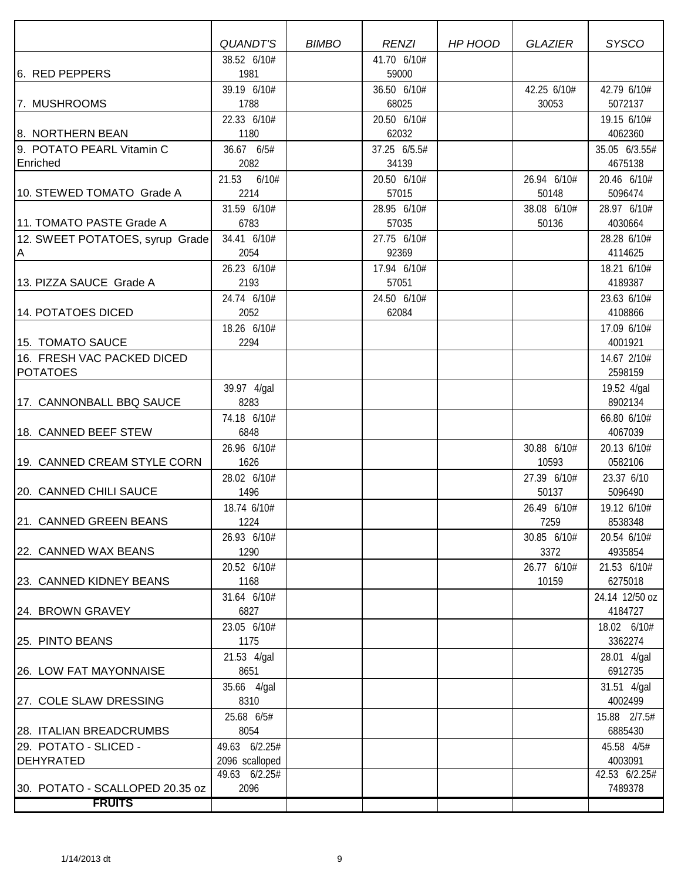| | QUANDT'S | BIMBO | RENZI | HP HOOD | GLAZIER | SYSCO |
|---|---|---|---|---|---|---|
| 6. RED PEPPERS | 38.52 6/10# 1981 | | 41.70 6/10# 59000 | | | |
| 7. MUSHROOMS | 39.19 6/10# 1788 | | 36.50 6/10# 68025 | | 42.25 6/10# 30053 | 42.79 6/10# 5072137 |
| 8. NORTHERN BEAN | 22.33 6/10# 1180 | | 20.50 6/10# 62032 | | | 19.15 6/10# 4062360 |
| 9. POTATO PEARL Vitamin C Enriched | 36.67 6/5# 2082 | | 37.25 6/5.5# 34139 | | | 35.05 6/3.55# 4675138 |
| 10. STEWED TOMATO Grade A | 21.53 6/10# 2214 | | 20.50 6/10# 57015 | | 26.94 6/10# 50148 | 20.46 6/10# 5096474 |
| 11. TOMATO PASTE Grade A | 31.59 6/10# 6783 | | 28.95 6/10# 57035 | | 38.08 6/10# 50136 | 28.97 6/10# 4030664 |
| 12. SWEET POTATOES, syrup Grade A | 34.41 6/10# 2054 | | 27.75 6/10# 92369 | | | 28.28 6/10# 4114625 |
| 13. PIZZA SAUCE Grade A | 26.23 6/10# 2193 | | 17.94 6/10# 57051 | | | 18.21 6/10# 4189387 |
| 14. POTATOES DICED | 24.74 6/10# 2052 | | 24.50 6/10# 62084 | | | 23.63 6/10# 4108866 |
| 15. TOMATO SAUCE | 18.26 6/10# 2294 | | | | | 17.09 6/10# 4001921 |
| 16. FRESH VAC PACKED DICED POTATOES | | | | | | 14.67 2/10# 2598159 |
| 17. CANNONBALL BBQ SAUCE | 39.97 4/gal 8283 | | | | | 19.52 4/gal 8902134 |
| 18. CANNED BEEF STEW | 74.18 6/10# 6848 | | | | | 66.80 6/10# 4067039 |
| 19. CANNED CREAM STYLE CORN | 26.96 6/10# 1626 | | | | 30.88 6/10# 10593 | 20.13 6/10# 0582106 |
| 20. CANNED CHILI SAUCE | 28.02 6/10# 1496 | | | | 27.39 6/10# 50137 | 23.37 6/10 5096490 |
| 21. CANNED GREEN BEANS | 18.74 6/10# 1224 | | | | 26.49 6/10# 7259 | 19.12 6/10# 8538348 |
| 22. CANNED WAX BEANS | 26.93 6/10# 1290 | | | | 30.85 6/10# 3372 | 20.54 6/10# 4935854 |
| 23. CANNED KIDNEY BEANS | 20.52 6/10# 1168 | | | | 26.77 6/10# 10159 | 21.53 6/10# 6275018 |
| 24. BROWN GRAVEY | 31.64 6/10# 6827 | | | | | 24.14 12/50 oz 4184727 |
| 25. PINTO BEANS | 23.05 6/10# 1175 | | | | | 18.02 6/10# 3362274 |
| 26. LOW FAT MAYONNAISE | 21.53 4/gal 8651 | | | | | 28.01 4/gal 6912735 |
| 27. COLE SLAW DRESSING | 35.66 4/gal 8310 | | | | | 31.51 4/gal 4002499 |
| 28. ITALIAN BREADCRUMBS | 25.68 6/5# 8054 | | | | | 15.88 2/7.5# 6885430 |
| 29. POTATO - SLICED - DEHYRATED | 49.63 6/2.25# 2096 scalloped | | | | | 45.58 4/5# 4003091 |
| 30. POTATO - SCALLOPED 20.35 oz | 49.63 6/2.25# 2096 | | | | | 42.53 6/2.25# 7489378 |
| **FRUITS** | | | | | | |

1/14/2013 dt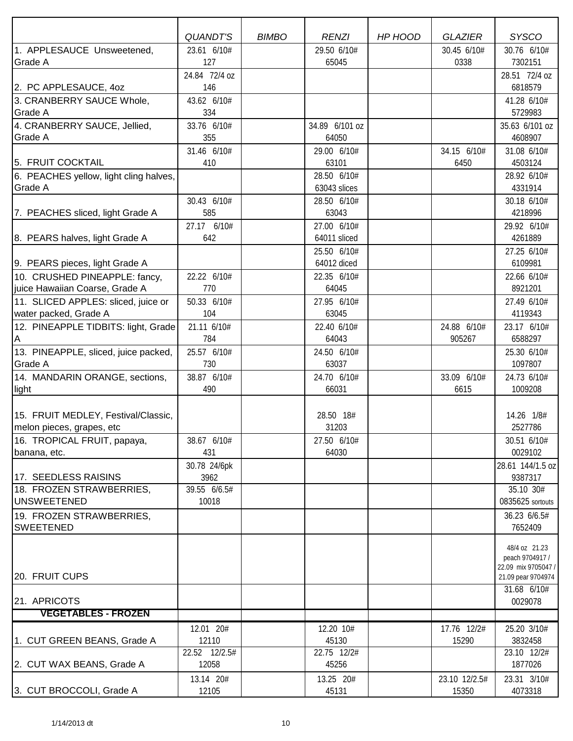| | QUANDT'S | BIMBO | RENZI | HP HOOD | GLAZIER | SYSCO |
|---|---|---|---|---|---|---|
| 1. APPLESAUCE Unsweetened, Grade A | 23.61 6/10# 127 | | 29.50 6/10# 65045 | | 30.45 6/10# 0338 | 30.76 6/10# 7302151 |
| 2. PC APPLESAUCE, 4oz | 24.84 72/4 oz 146 | | | | | 28.51 72/4 oz 6818579 |
| 3. CRANBERRY SAUCE Whole, Grade A | 43.62 6/10# 334 | | | | | 41.28 6/10# 5729983 |
| 4. CRANBERRY SAUCE, Jellied, Grade A | 33.76 6/10# 355 | | 34.89 6/101 oz 64050 | | | 35.63 6/101 oz 4608907 |
| 5. FRUIT COCKTAIL | 31.46 6/10# 410 | | 29.00 6/10# 63101 | | 34.15 6/10# 6450 | 31.08 6/10# 4503124 |
| 6. PEACHES yellow, light cling halves, Grade A | | | 28.50 6/10# 63043 slices | | | 28.92 6/10# 4331914 |
| 7. PEACHES sliced, light Grade A | 30.43 6/10# 585 | | 28.50 6/10# 63043 | | | 30.18 6/10# 4218996 |
| 8. PEARS halves, light Grade A | 27.17 6/10# 642 | | 27.00 6/10# 64011 sliced | | | 29.92 6/10# 4261889 |
| 9. PEARS pieces, light Grade A | | | 25.50 6/10# 64012 diced | | | 27.25 6/10# 6109981 |
| 10. CRUSHED PINEAPPLE: fancy, juice Hawaiian Coarse, Grade A | 22.22 6/10# 770 | | 22.35 6/10# 64045 | | | 22.66 6/10# 8921201 |
| 11. SLICED APPLES: sliced, juice or water packed, Grade A | 50.33 6/10# 104 | | 27.95 6/10# 63045 | | | 27.49 6/10# 4119343 |
| 12. PINEAPPLE TIDBITS: light, Grade A | 21.11 6/10# 784 | | 22.40 6/10# 64043 | | 24.88 6/10# 905267 | 23.17 6/10# 6588297 |
| 13. PINEAPPLE, sliced, juice packed, Grade A | 25.57 6/10# 730 | | 24.50 6/10# 63037 | | | 25.30 6/10# 1097807 |
| 14. MANDARIN ORANGE, sections, light | 38.87 6/10# 490 | | 24.70 6/10# 66031 | | 33.09 6/10# 6615 | 24.73 6/10# 1009208 |
| 15. FRUIT MEDLEY, Festival/Classic, melon pieces, grapes, etc | | | 28.50 18# 31203 | | | 14.26 1/8# 2527786 |
| 16. TROPICAL FRUIT, papaya, banana, etc. | 38.67 6/10# 431 | | 27.50 6/10# 64030 | | | 30.51 6/10# 0029102 |
| 17. SEEDLESS RAISINS | 30.78 24/6pk 3962 | | | | | 28.61 144/1.5 oz 9387317 |
| 18. FROZEN STRAWBERRIES, UNSWEETENED | 39.55 6/6.5# 10018 | | | | | 35.10 30# 0835625 sortouts |
| 19. FROZEN STRAWBERRIES, SWEETENED | | | | | | 36.23 6/6.5# 7652409 |
| 20. FRUIT CUPS | | | | | | 48/4 oz 21.23 peach 9704917 / 22.09 mix 9705047 / 21.09 pear 9704974 |
| 21. APRICOTS | | | | | | 31.68 6/10# 0029078 |
| **VEGETABLES - FROZEN** | | | | | | |
| 1. CUT GREEN BEANS, Grade A | 12.01 20# 12110 | | 12.20 10# 45130 | | 17.76 12/2# 15290 | 25.20 3/10# 3832458 |
| 2. CUT WAX BEANS, Grade A | 22.52 12/2.5# 12058 | | 22.75 12/2# 45256 | | | 23.10 12/2# 1877026 |
| 3. CUT BROCCOLI, Grade A | 13.14 20# 12105 | | 13.25 20# 45131 | | 23.10 12/2.5# 15350 | 23.31 3/10# 4073318 |

1/14/2013 dt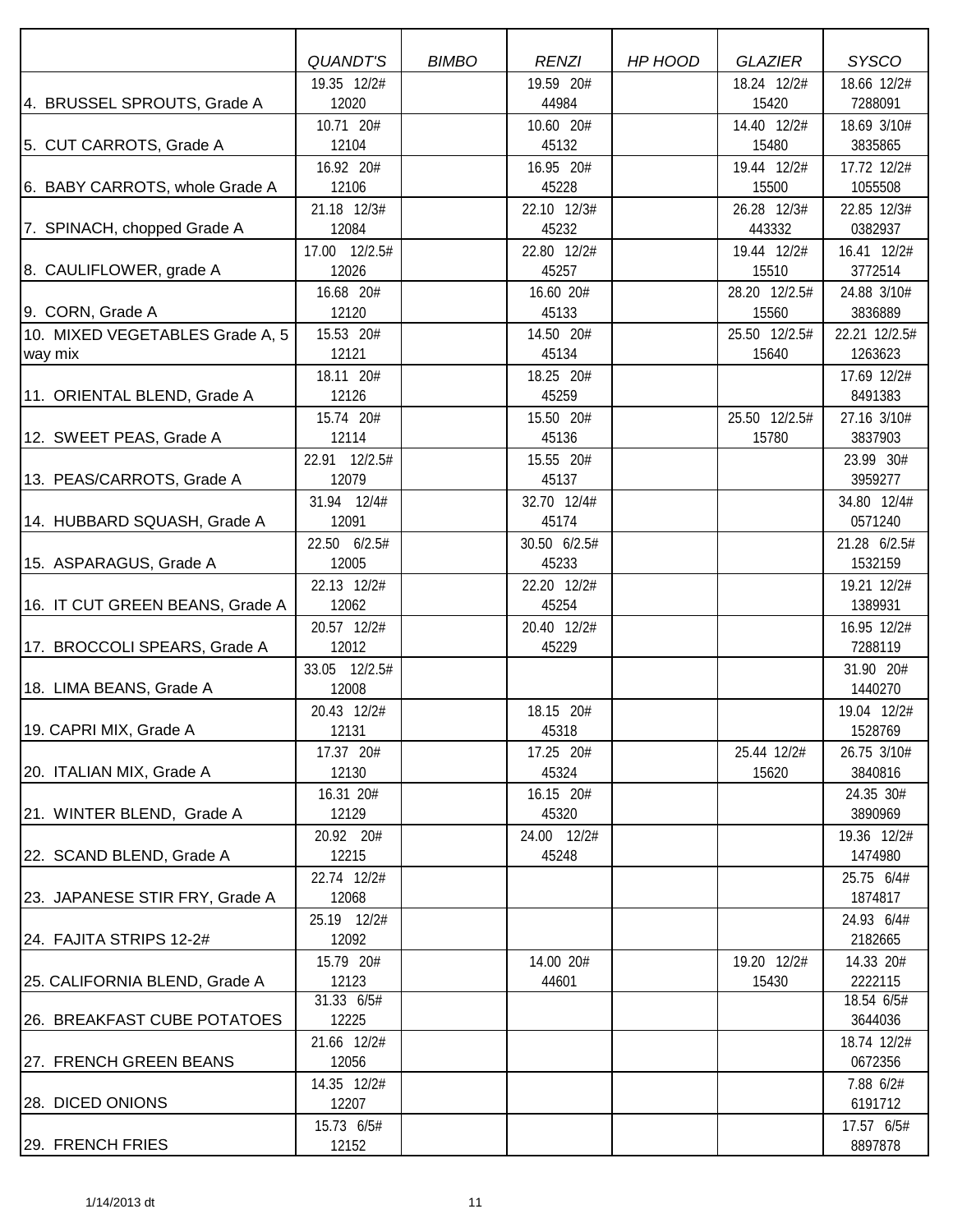| | QUANDT'S | BIMBO | RENZI | HP HOOD | GLAZIER | SYSCO |
|---|---|---|---|---|---|---|
| 4. BRUSSEL SPROUTS, Grade A | 19.35 12/2# 12020 | | 19.59 20# 44984 | | 18.24 12/2# 15420 | 18.66 12/2# 7288091 |
| 5. CUT CARROTS, Grade A | 10.71 20# 12104 | | 10.60 20# 45132 | | 14.40 12/2# 15480 | 18.69 3/10# 3835865 |
| 6. BABY CARROTS, whole Grade A | 16.92 20# 12106 | | 16.95 20# 45228 | | 19.44 12/2# 15500 | 17.72 12/2# 1055508 |
| 7. SPINACH, chopped Grade A | 21.18 12/3# 12084 | | 22.10 12/3# 45232 | | 26.28 12/3# 443332 | 22.85 12/3# 0382937 |
| 8. CAULIFLOWER, grade A | 17.00 12/2.5# 12026 | | 22.80 12/2# 45257 | | 19.44 12/2# 15510 | 16.41 12/2# 3772514 |
| 9. CORN, Grade A | 16.68 20# 12120 | | 16.60 20# 45133 | | 28.20 12/2.5# 15560 | 24.88 3/10# 3836889 |
| 10. MIXED VEGETABLES Grade A, 5 way mix | 15.53 20# 12121 | | 14.50 20# 45134 | | 25.50 12/2.5# 15640 | 22.21 12/2.5# 1263623 |
| 11. ORIENTAL BLEND, Grade A | 18.11 20# 12126 | | 18.25 20# 45259 | | | 17.69 12/2# 8491383 |
| 12. SWEET PEAS, Grade A | 15.74 20# 12114 | | 15.50 20# 45136 | | 25.50 12/2.5# 15780 | 27.16 3/10# 3837903 |
| 13. PEAS/CARROTS, Grade A | 22.91 12/2.5# 12079 | | 15.55 20# 45137 | | | 23.99 30# 3959277 |
| 14. HUBBARD SQUASH, Grade A | 31.94 12/4# 12091 | | 32.70 12/4# 45174 | | | 34.80 12/4# 0571240 |
| 15. ASPARAGUS, Grade A | 22.50 6/2.5# 12005 | | 30.50 6/2.5# 45233 | | | 21.28 6/2.5# 1532159 |
| 16. IT CUT GREEN BEANS, Grade A | 22.13 12/2# 12062 | | 22.20 12/2# 45254 | | | 19.21 12/2# 1389931 |
| 17. BROCCOLI SPEARS, Grade A | 20.57 12/2# 12012 | | 20.40 12/2# 45229 | | | 16.95 12/2# 7288119 |
| 18. LIMA BEANS, Grade A | 33.05 12/2.5# 12008 | | | | | 31.90 20# 1440270 |
| 19. CAPRI MIX, Grade A | 20.43 12/2# 12131 | | 18.15 20# 45318 | | | 19.04 12/2# 1528769 |
| 20. ITALIAN MIX, Grade A | 17.37 20# 12130 | | 17.25 20# 45324 | | 25.44 12/2# 15620 | 26.75 3/10# 3840816 |
| 21. WINTER BLEND, Grade A | 16.31 20# 12129 | | 16.15 20# 45320 | | | 24.35 30# 3890969 |
| 22. SCAND BLEND, Grade A | 20.92 20# 12215 | | 24.00 12/2# 45248 | | | 19.36 12/2# 1474980 |
| 23. JAPANESE STIR FRY, Grade A | 22.74 12/2# 12068 | | | | | 25.75 6/4# 1874817 |
| 24. FAJITA STRIPS 12-2# | 25.19 12/2# 12092 | | | | | 24.93 6/4# 2182665 |
| 25. CALIFORNIA BLEND, Grade A | 15.79 20# 12123 | | 14.00 20# 44601 | | 19.20 12/2# 15430 | 14.33 20# 2222115 |
| 26. BREAKFAST CUBE POTATOES | 31.33 6/5# 12225 | | | | | 18.54 6/5# 3644036 |
| 27. FRENCH GREEN BEANS | 21.66 12/2# 12056 | | | | | 18.74 12/2# 0672356 |
| 28. DICED ONIONS | 14.35 12/2# 12207 | | | | | 7.88 6/2# 6191712 |
| 29. FRENCH FRIES | 15.73 6/5# 12152 | | | | | 17.57 6/5# 8897878 |

1/14/2013 dt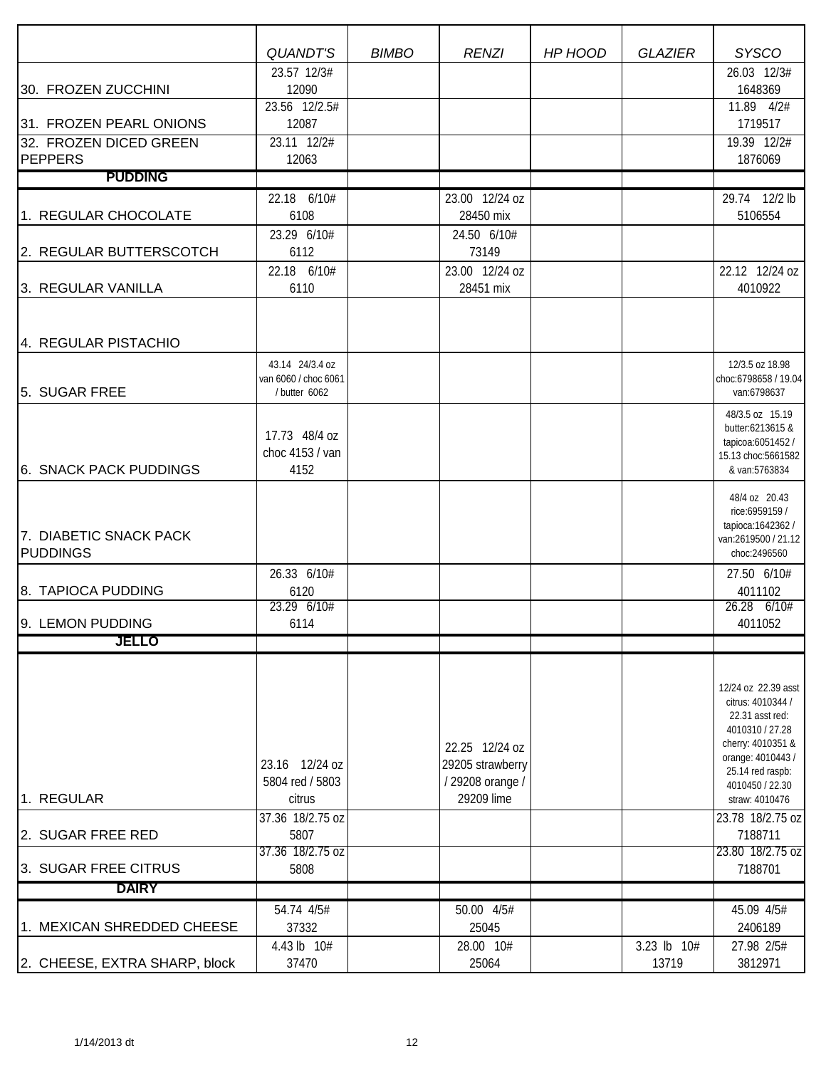| | QUANDT'S | BIMBO | RENZI | HP HOOD | GLAZIER | SYSCO |
|---|---|---|---|---|---|---|
| 30. FROZEN ZUCCHINI | 23.57 12/3# 12090 | | | | | 26.03 12/3# 1648369 |
| 31. FROZEN PEARL ONIONS | 23.56 12/2.5# 12087 | | | | | 11.89 4/2# 1719517 |
| 32. FROZEN DICED GREEN PEPPERS | 23.11 12/2# 12063 | | | | | 19.39 12/2# 1876069 |
| **PUDDING** | | | | | | |
| 1. REGULAR CHOCOLATE | 22.18 6/10# 6108 | | 23.00 12/24 oz 28450 mix | | | 29.74 12/2 lb 5106554 |
| 2. REGULAR BUTTERSCOTCH | 23.29 6/10# 6112 | | 24.50 6/10# 73149 | | | |
| 3. REGULAR VANILLA | 22.18 6/10# 6110 | | 23.00 12/24 oz 28451 mix | | | 22.12 12/24 oz 4010922 |
| 4. REGULAR PISTACHIO | | | | | | |
| 5. SUGAR FREE | 43.14 24/3.4 oz van 6060 / choc 6061 / butter 6062 | | | | | 12/3.5 oz 18.98 choc:6798658 / 19.04 van:6798637 |
| 6. SNACK PACK PUDDINGS | 17.73 48/4 oz choc 4153 / van 4152 | | | | | 48/3.5 oz 15.19 butter:6213615 & tapicoa:6051452 / 15.13 choc:5661582 & van:5763834 |
| 7. DIABETIC SNACK PACK PUDDINGS | | | | | | 48/4 oz 20.43 rice:6959159 / tapioca:1642362 / van:2619500 / 21.12 choc:2496560 |
| 8. TAPIOCA PUDDING | 26.33 6/10# 6120 | | | | | 27.50 6/10# 4011102 |
| 9. LEMON PUDDING | 23.29 6/10# 6114 | | | | | 26.28 6/10# 4011052 |
| **JELLO** | | | | | | |
| 1. REGULAR | 23.16 12/24 oz 5804 red / 5803 citrus | | 22.25 12/24 oz 29205 strawberry / 29208 orange / 29209 lime | | | 12/24 oz 22.39 asst citrus: 4010344 / 22.31 asst red: 4010310 / 27.28 cherry: 4010351 & orange: 4010443 / 25.14 red raspb: 4010450 / 22.30 straw: 4010476 |
| 2. SUGAR FREE RED | 37.36 18/2.75 oz 5807 | | | | | 23.78 18/2.75 oz 7188711 |
| 3. SUGAR FREE CITRUS | 37.36 18/2.75 oz 5808 | | | | | 23.80 18/2.75 oz 7188701 |
| **DAIRY** | | | | | | |
| 1. MEXICAN SHREDDED CHEESE | 54.74 4/5# 37332 | | 50.00 4/5# 25045 | | | 45.09 4/5# 2406189 |
| 2. CHEESE, EXTRA SHARP, block | 4.43 lb 10# 37470 | | 28.00 10# 25064 | | 3.23 lb 10# 13719 | 27.98 2/5# 3812971 |

1/14/2013 dt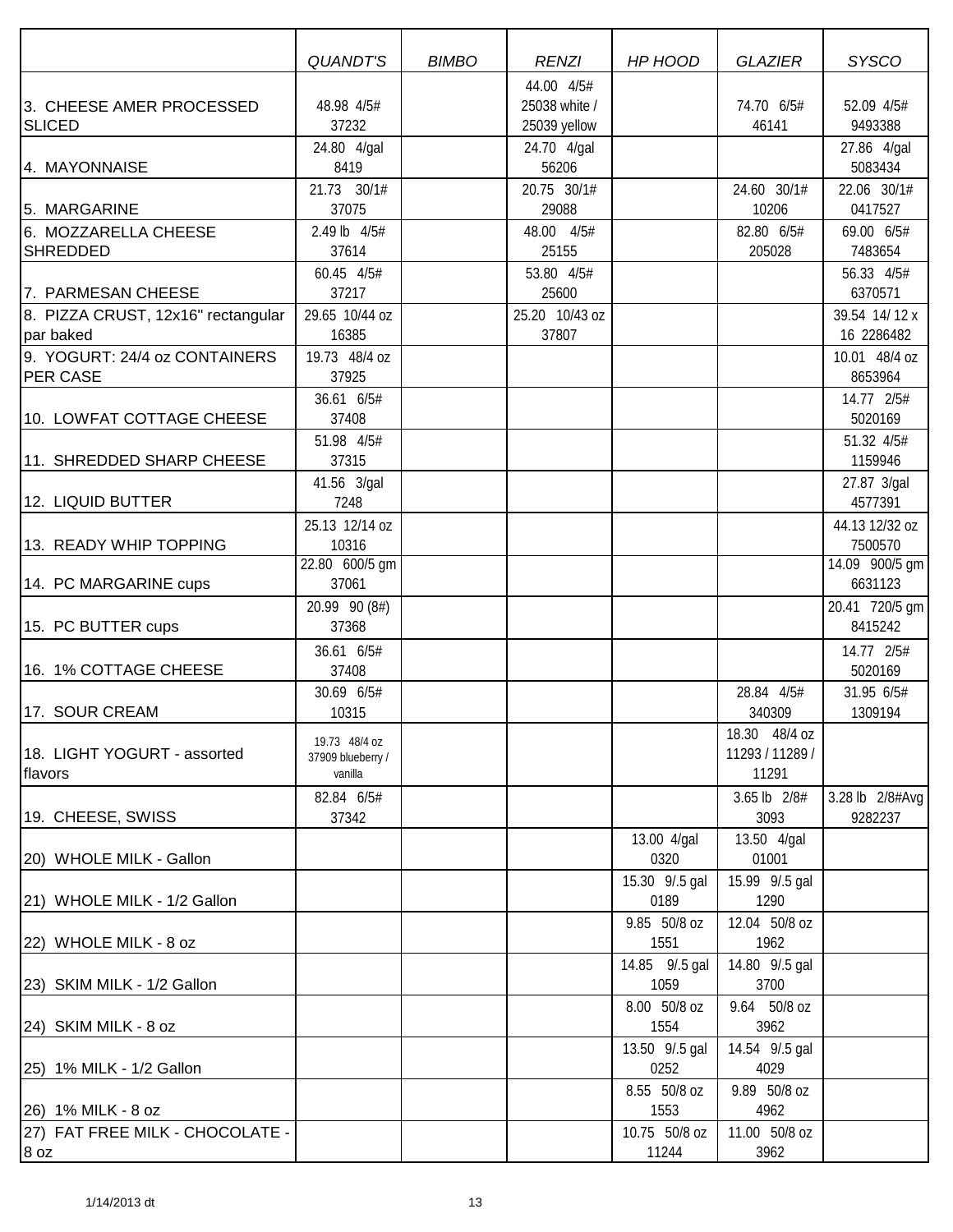| | QUANDT'S | BIMBO | RENZI | HP HOOD | GLAZIER | SYSCO |
|---|---|---|---|---|---|---|
| 3. CHEESE AMER PROCESSED SLICED | 48.98 4/5# 37232 | | 44.00 4/5# 25038 white / 25039 yellow | | 74.70 6/5# 46141 | 52.09 4/5# 9493388 |
| 4. MAYONNAISE | 24.80 4/gal 8419 | | 24.70 4/gal 56206 | | | 27.86 4/gal 5083434 |
| 5. MARGARINE | 21.73 30/1# 37075 | | 20.75 30/1# 29088 | | 24.60 30/1# 10206 | 22.06 30/1# 0417527 |
| 6. MOZZARELLA CHEESE SHREDDED | 2.49 lb 4/5# 37614 | | 48.00 4/5# 25155 | | 82.80 6/5# 205028 | 69.00 6/5# 7483654 |
| 7. PARMESAN CHEESE | 60.45 4/5# 37217 | | 53.80 4/5# 25600 | | | 56.33 4/5# 6370571 |
| 8. PIZZA CRUST, 12x16" rectangular par baked | 29.65 10/44 oz 16385 | | 25.20 10/43 oz 37807 | | | 39.54 14/ 12 x 16 2286482 |
| 9. YOGURT: 24/4 oz CONTAINERS PER CASE | 19.73 48/4 oz 37925 | | | | | 10.01 48/4 oz 8653964 |
| 10. LOWFAT COTTAGE CHEESE | 36.61 6/5# 37408 | | | | | 14.77 2/5# 5020169 |
| 11. SHREDDED SHARP CHEESE | 51.98 4/5# 37315 | | | | | 51.32 4/5# 1159946 |
| 12. LIQUID BUTTER | 41.56 3/gal 7248 | | | | | 27.87 3/gal 4577391 |
| 13. READY WHIP TOPPING | 25.13 12/14 oz 10316 | | | | | 44.13 12/32 oz 7500570 |
| 14. PC MARGARINE cups | 22.80 600/5 gm 37061 | | | | | 14.09 900/5 gm 6631123 |
| 15. PC BUTTER cups | 20.99 90 (8#) 37368 | | | | | 20.41 720/5 gm 8415242 |
| 16. 1% COTTAGE CHEESE | 36.61 6/5# 37408 | | | | | 14.77 2/5# 5020169 |
| 17. SOUR CREAM | 30.69 6/5# 10315 | | | | 28.84 4/5# 340309 | 31.95 6/5# 1309194 |
| 18. LIGHT YOGURT - assorted flavors | 19.73 48/4 oz 37909 blueberry / vanilla | | | | 18.30 48/4 oz 11293 / 11289 / 11291 | |
| 19. CHEESE, SWISS | 82.84 6/5# 37342 | | | | 3.65 lb 2/8# 3093 | 3.28 lb 2/8#Avg 9282237 |
| 20) WHOLE MILK - Gallon | | | | 13.00 4/gal 0320 | 13.50 4/gal 01001 | |
| 21) WHOLE MILK - 1/2 Gallon | | | | 15.30 9/.5 gal 0189 | 15.99 9/.5 gal 1290 | |
| 22) WHOLE MILK - 8 oz | | | | 9.85 50/8 oz 1551 | 12.04 50/8 oz 1962 | |
| 23) SKIM MILK - 1/2 Gallon | | | | 14.85 9/.5 gal 1059 | 14.80 9/.5 gal 3700 | |
| 24) SKIM MILK - 8 oz | | | | 8.00 50/8 oz 1554 | 9.64 50/8 oz 3962 | |
| 25) 1% MILK - 1/2 Gallon | | | | 13.50 9/.5 gal 0252 | 14.54 9/.5 gal 4029 | |
| 26) 1% MILK - 8 oz | | | | 8.55 50/8 oz 1553 | 9.89 50/8 oz 4962 | |
| 27) FAT FREE MILK - CHOCOLATE - 8 oz | | | | 10.75 50/8 oz 11244 | 11.00 50/8 oz 3962 | |

1/14/2013 dt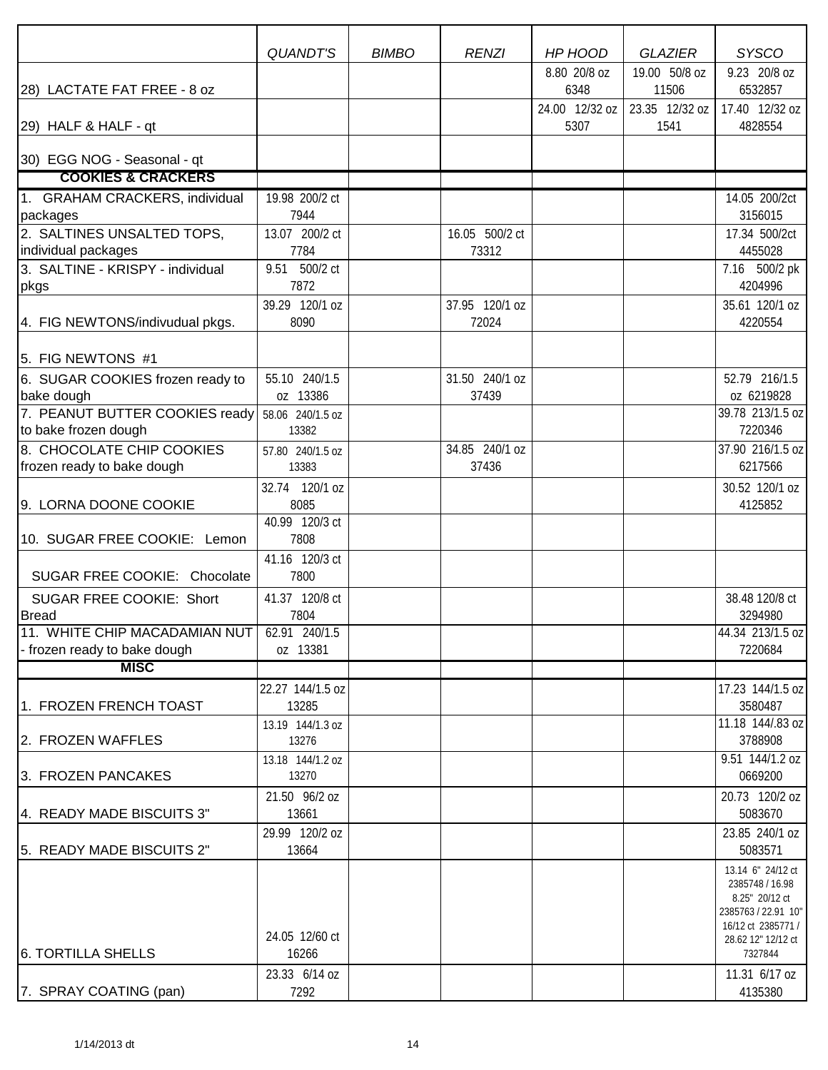| | QUANDT'S | BIMBO | RENZI | HP HOOD | GLAZIER | SYSCO |
|---|---|---|---|---|---|---|
| 28) LACTATE FAT FREE - 8 oz | | | | 8.80 20/8 oz 6348 | 19.00 50/8 oz 11506 | 9.23 20/8 oz 6532857 |
| 29) HALF & HALF - qt | | | | 24.00 12/32 oz 5307 | 23.35 12/32 oz 1541 | 17.40 12/32 oz 4828554 |
| 30) EGG NOG - Seasonal - qt | | | | | | |
| **COOKIES & CRACKERS** | | | | | | |
| 1. GRAHAM CRACKERS, individual packages | 19.98 200/2 ct 7944 | | | | | 14.05 200/2ct 3156015 |
| 2. SALTINES UNSALTED TOPS, individual packages | 13.07 200/2 ct 7784 | | 16.05 500/2 ct 73312 | | | 17.34 500/2ct 4455028 |
| 3. SALTINE - KRISPY - individual pkgs | 9.51 500/2 ct 7872 | | | | | 7.16 500/2 pk 4204996 |
| 4. FIG NEWTONS/indivudual pkgs. | 39.29 120/1 oz 8090 | | 37.95 120/1 oz 72024 | | | 35.61 120/1 oz 4220554 |
| 5. FIG NEWTONS #1 | | | | | | |
| 6. SUGAR COOKIES frozen ready to bake dough | 55.10 240/1.5 oz 13386 | | 31.50 240/1 oz 37439 | | | 52.79 216/1.5 oz 6219828 |
| 7. PEANUT BUTTER COOKIES ready to bake frozen dough | 58.06 240/1.5 oz 13382 | | | | | 39.78 213/1.5 oz 7220346 |
| 8. CHOCOLATE CHIP COOKIES frozen ready to bake dough | 57.80 240/1.5 oz 13383 | | 34.85 240/1 oz 37436 | | | 37.90 216/1.5 oz 6217566 |
| 9. LORNA DOONE COOKIE | 32.74 120/1 oz 8085 | | | | | 30.52 120/1 oz 4125852 |
| 10. SUGAR FREE COOKIE: Lemon | 40.99 120/3 ct 7808 | | | | | |
| SUGAR FREE COOKIE: Chocolate | 41.16 120/3 ct 7800 | | | | | |
| SUGAR FREE COOKIE: Short Bread | 41.37 120/8 ct 7804 | | | | | 38.48 120/8 ct 3294980 |
| 11. WHITE CHIP MACADAMIAN NUT - frozen ready to bake dough | 62.91 240/1.5 oz 13381 | | | | | 44.34 213/1.5 oz 7220684 |
| **MISC** | | | | | | |
| 1. FROZEN FRENCH TOAST | 22.27 144/1.5 oz 13285 | | | | | 17.23 144/1.5 oz 3580487 |
| 2. FROZEN WAFFLES | 13.19 144/1.3 oz 13276 | | | | | 11.18 144/.83 oz 3788908 |
| 3. FROZEN PANCAKES | 13.18 144/1.2 oz 13270 | | | | | 9.51 144/1.2 oz 0669200 |
| 4. READY MADE BISCUITS 3" | 21.50 96/2 oz 13661 | | | | | 20.73 120/2 oz 5083670 |
| 5. READY MADE BISCUITS 2" | 29.99 120/2 oz 13664 | | | | | 23.85 240/1 oz 5083571 |
| 6. TORTILLA SHELLS | 24.05 12/60 ct 16266 | | | | | 13.14 6" 24/12 ct 2385748 / 16.98 8.25" 20/12 ct 2385763 / 22.91 10" 16/12 ct 2385771 / 28.62 12" 12/12 ct 7327844 |
| 7. SPRAY COATING (pan) | 23.33 6/14 oz 7292 | | | | | 11.31 6/17 oz 4135380 |

1/14/2013 dt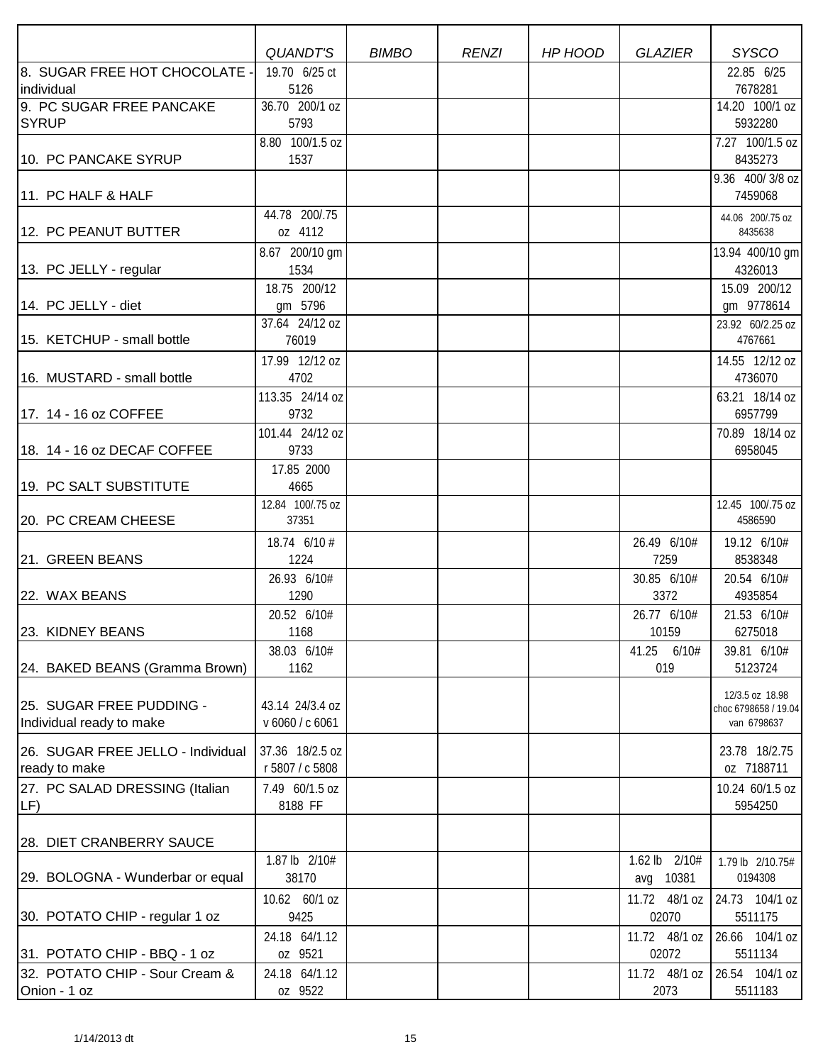| | *QUANDT'S* | *BIMBO* | *RENZI* | *HP HOOD* | *GLAZIER* | *SYSCO* |
|---|---|---|---|---|---|---|
| 8. SUGAR FREE HOT CHOCOLATE - individual | 19.70 6/25 ct 5126 | | | | | 22.85 6/25 7678281 |
| 9. PC SUGAR FREE PANCAKE SYRUP | 36.70 200/1 oz 5793 | | | | | 14.20 100/1 oz 5932280 |
| 10. PC PANCAKE SYRUP | 8.80 100/1.5 oz 1537 | | | | | 7.27 100/1.5 oz 8435273 |
| 11. PC HALF & HALF | | | | | | 9.36 400/ 3/8 oz 7459068 |
| 12. PC PEANUT BUTTER | 44.78 200/.75 oz 4112 | | | | | 44.06 200/.75 oz 8435638 |
| 13. PC JELLY - regular | 8.67 200/10 gm 1534 | | | | | 13.94 400/10 gm 4326013 |
| 14. PC JELLY - diet | 18.75 200/12 gm 5796 | | | | | 15.09 200/12 gm 9778614 |
| 15. KETCHUP - small bottle | 37.64 24/12 oz 76019 | | | | | 23.92 60/2.25 oz 4767661 |
| 16. MUSTARD - small bottle | 17.99 12/12 oz 4702 | | | | | 14.55 12/12 oz 4736070 |
| 17. 14 - 16 oz COFFEE | 113.35 24/14 oz 9732 | | | | | 63.21 18/14 oz 6957799 |
| 18. 14 - 16 oz DECAF COFFEE | 101.44 24/12 oz 9733 | | | | | 70.89 18/14 oz 6958045 |
| 19. PC SALT SUBSTITUTE | 17.85 2000 4665 | | | | | |
| 20. PC CREAM CHEESE | 12.84 100/.75 oz 37351 | | | | | 12.45 100/.75 oz 4586590 |
| 21. GREEN BEANS | 18.74 6/10 # 1224 | | | | 26.49 6/10# 7259 | 19.12 6/10# 8538348 |
| 22. WAX BEANS | 26.93 6/10# 1290 | | | | 30.85 6/10# 3372 | 20.54 6/10# 4935854 |
| 23. KIDNEY BEANS | 20.52 6/10# 1168 | | | | 26.77 6/10# 10159 | 21.53 6/10# 6275018 |
| 24. BAKED BEANS (Gramma Brown) | 38.03 6/10# 1162 | | | | 41.25 6/10# 019 | 39.81 6/10# 5123724 |
| 25. SUGAR FREE PUDDING - Individual ready to make | 43.14 24/3.4 oz v 6060 / c 6061 | | | | | 12/3.5 oz 18.98 choc 6798658 / 19.04 van 6798637 |
| 26. SUGAR FREE JELLO - Individual ready to make | 37.36 18/2.5 oz r 5807 / c 5808 | | | | | 23.78 18/2.75 oz 7188711 |
| 27. PC SALAD DRESSING (Italian LF) | 7.49 60/1.5 oz 8188 FF | | | | | 10.24 60/1.5 oz 5954250 |
| 28. DIET CRANBERRY SAUCE | | | | | | |
| 29. BOLOGNA - Wunderbar or equal | 1.87 lb 2/10# 38170 | | | | 1.62 lb 2/10# avg 10381 | 1.79 lb 2/10.75# 0194308 |
| 30. POTATO CHIP - regular 1 oz | 10.62 60/1 oz 9425 | | | | 11.72 48/1 oz 02070 | 24.73 104/1 oz 5511175 |
| 31. POTATO CHIP - BBQ - 1 oz | 24.18 64/1.12 oz 9521 | | | | 11.72 48/1 oz 02072 | 26.66 104/1 oz 5511134 |
| 32. POTATO CHIP - Sour Cream & Onion - 1 oz | 24.18 64/1.12 oz 9522 | | | | 11.72 48/1 oz 2073 | 26.54 104/1 oz 5511183 |

1/14/2013 dt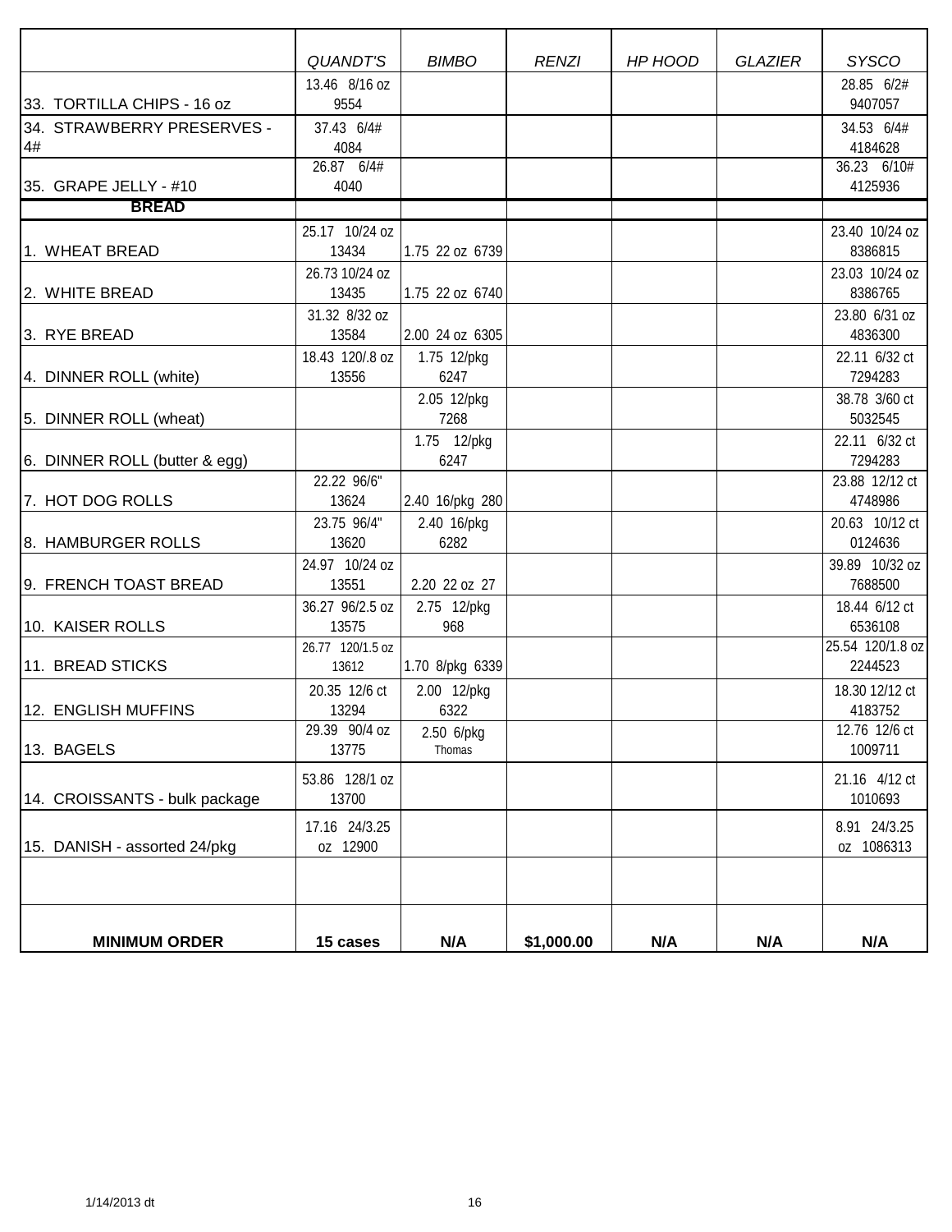| | QUANDT'S | BIMBO | RENZI | HP HOOD | GLAZIER | SYSCO |
|---|---|---|---|---|---|---|
| 33. TORTILLA CHIPS - 16 oz | 13.46 8/16 oz 9554 | | | | | 28.85 6/2# 9407057 |
| 34. STRAWBERRY PRESERVES - 4# | 37.43 6/4# 4084 | | | | | 34.53 6/4# 4184628 |
| 35. GRAPE JELLY - #10 | 26.87 6/4# 4040 | | | | | 36.23 6/10# 4125936 |
| **BREAD** | | | | | | |
| 1. WHEAT BREAD | 25.17 10/24 oz 13434 | 1.75 22 oz 6739 | | | | 23.40 10/24 oz 8386815 |
| 2. WHITE BREAD | 26.73 10/24 oz 13435 | 1.75 22 oz 6740 | | | | 23.03 10/24 oz 8386765 |
| 3. RYE BREAD | 31.32 8/32 oz 13584 | 2.00 24 oz 6305 | | | | 23.80 6/31 oz 4836300 |
| 4. DINNER ROLL (white) | 18.43 120/.8 oz 13556 | 1.75 12/pkg 6247 | | | | 22.11 6/32 ct 7294283 |
| 5. DINNER ROLL (wheat) | | 2.05 12/pkg 7268 | | | | 38.78 3/60 ct 5032545 |
| 6. DINNER ROLL (butter & egg) | | 1.75 12/pkg 6247 | | | | 22.11 6/32 ct 7294283 |
| 7. HOT DOG ROLLS | 22.22 96/6" 13624 | 2.40 16/pkg 280 | | | | 23.88 12/12 ct 4748986 |
| 8. HAMBURGER ROLLS | 23.75 96/4" 13620 | 2.40 16/pkg 6282 | | | | 20.63 10/12 ct 0124636 |
| 9. FRENCH TOAST BREAD | 24.97 10/24 oz 13551 | 2.20 22 oz 27 | | | | 39.89 10/32 oz 7688500 |
| 10. KAISER ROLLS | 36.27 96/2.5 oz 13575 | 2.75 12/pkg 968 | | | | 18.44 6/12 ct 6536108 |
| 11. BREAD STICKS | 26.77 120/1.5 oz 13612 | 1.70 8/pkg 6339 | | | | 25.54 120/1.8 oz 2244523 |
| 12. ENGLISH MUFFINS | 20.35 12/6 ct 13294 | 2.00 12/pkg 6322 | | | | 18.30 12/12 ct 4183752 |
| 13. BAGELS | 29.39 90/4 oz 13775 | 2.50 6/pkg Thomas | | | | 12.76 12/6 ct 1009711 |
| 14. CROISSANTS - bulk package | 53.86 128/1 oz 13700 | | | | | 21.16 4/12 ct 1010693 |
| 15. DANISH - assorted 24/pkg | 17.16 24/3.25 oz 12900 | | | | | 8.91 24/3.25 oz 1086313 |
| | | | | | | |
| **MINIMUM ORDER** | **15 cases** | **N/A** | **$1,000.00** | **N/A** | **N/A** | **N/A** |

1/14/2013 dt